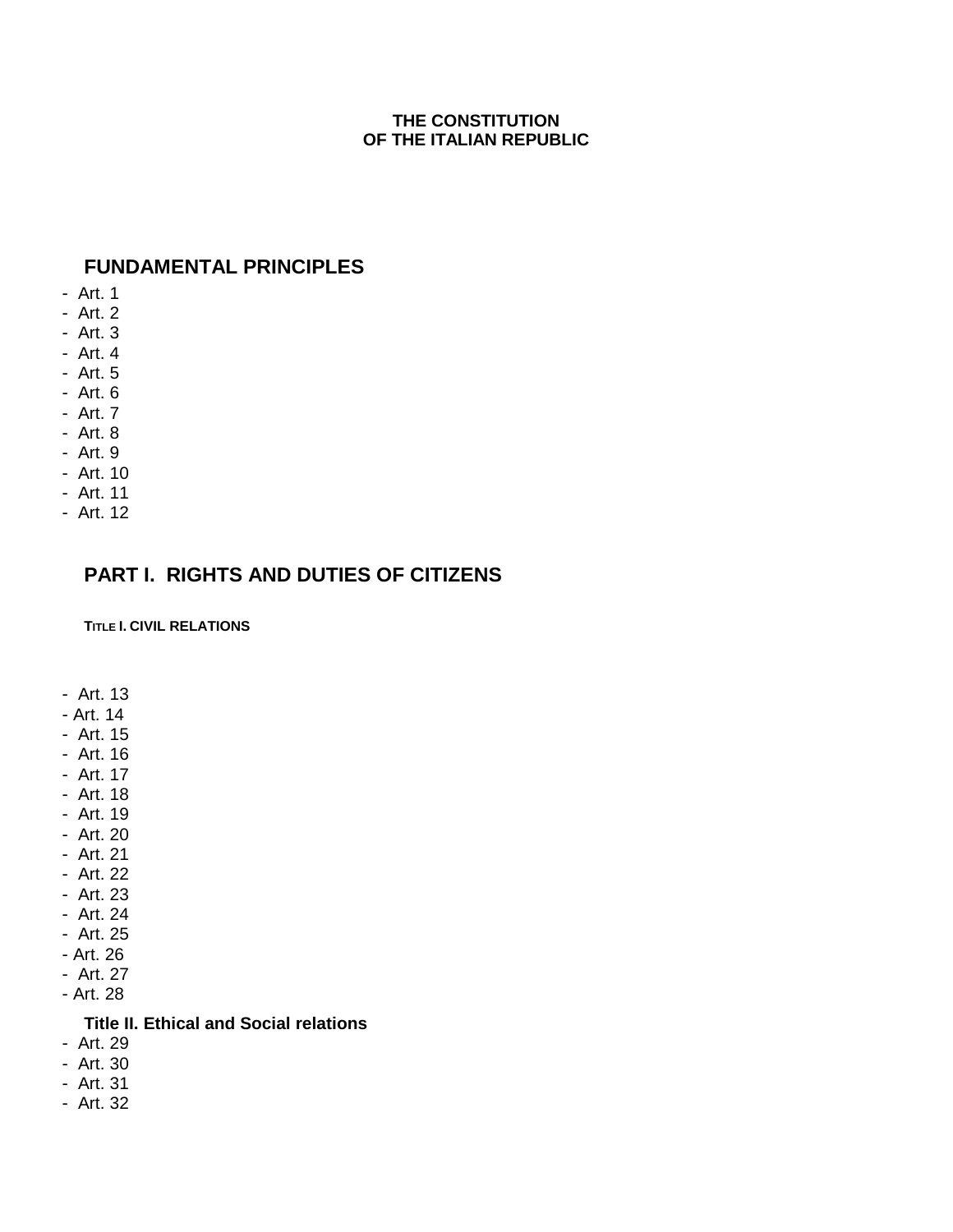**THE CONSTITUTION**
**OF THE ITALIAN REPUBLIC**

## FUNDAMENTAL PRINCIPLES

- Art. 1
- Art. 2
- Art. 3
- Art. 4
- Art. 5
- Art. 6
- Art. 7
- Art. 8
- Art. 9
- Art. 10
- Art. 11
- Art. 12

## PART I. RIGHTS AND DUTIES OF CITIZENS

#### TITLE I. CIVIL RELATIONS

- Art. 13
- Art. 14
- Art. 15
- Art. 16
- Art. 17
- Art. 18
- Art. 19
- Art. 20
- Art. 21
- Art. 22
- Art. 23
- Art. 24
- Art. 25
- Art. 26
- Art. 27
- Art. 28

#### Title II. Ethical and Social relations

- Art. 29
- Art. 30
- Art. 31
- Art. 32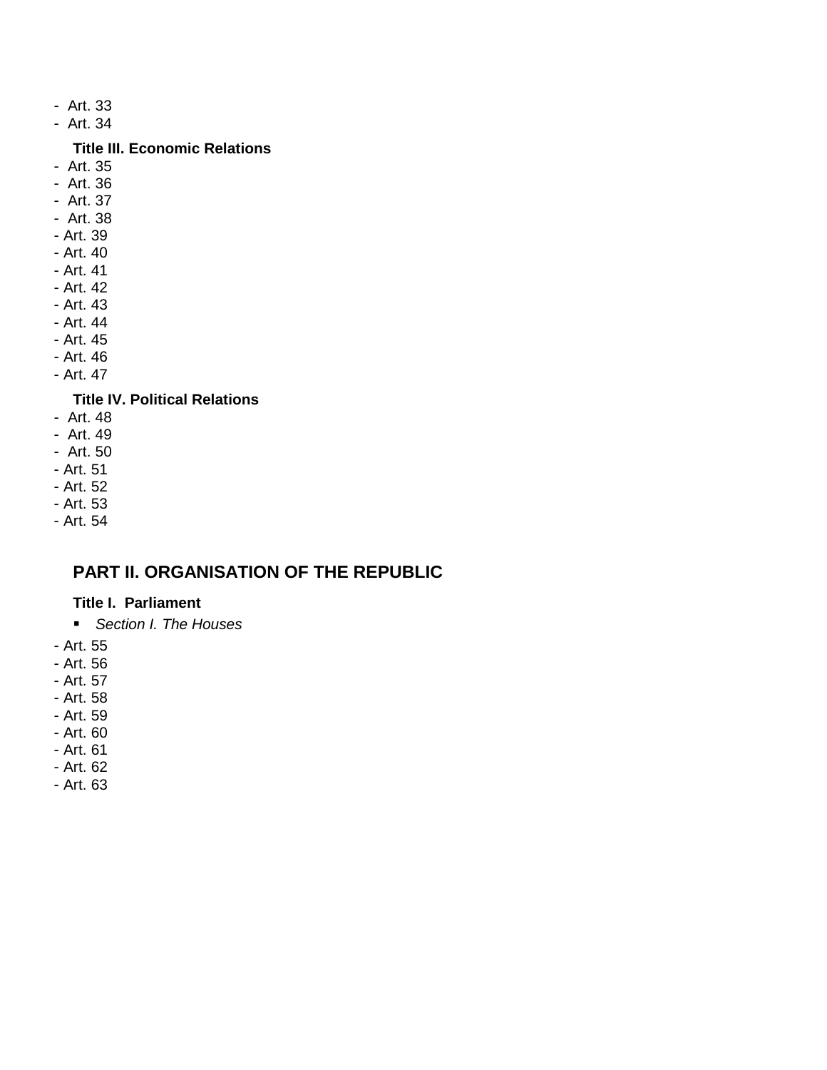- Art. 33
- Art. 34

**Title III. Economic Relations**

- Art. 35
- Art. 36
- Art. 37
- Art. 38
- Art. 39
- Art. 40
- Art. 41
- Art. 42
- Art. 43
- Art. 44
- Art. 45
- Art. 46
- Art. 47

**Title IV. Political Relations**

- Art. 48
- Art. 49
- Art. 50
- Art. 51
- Art. 52
- Art. 53
- Art. 54

## PART II. ORGANISATION OF THE REPUBLIC

**Title I. Parliament**

- *Section I. The Houses*

- Art. 55
- Art. 56
- Art. 57
- Art. 58
- Art. 59
- Art. 60
- Art. 61
- Art. 62
- Art. 63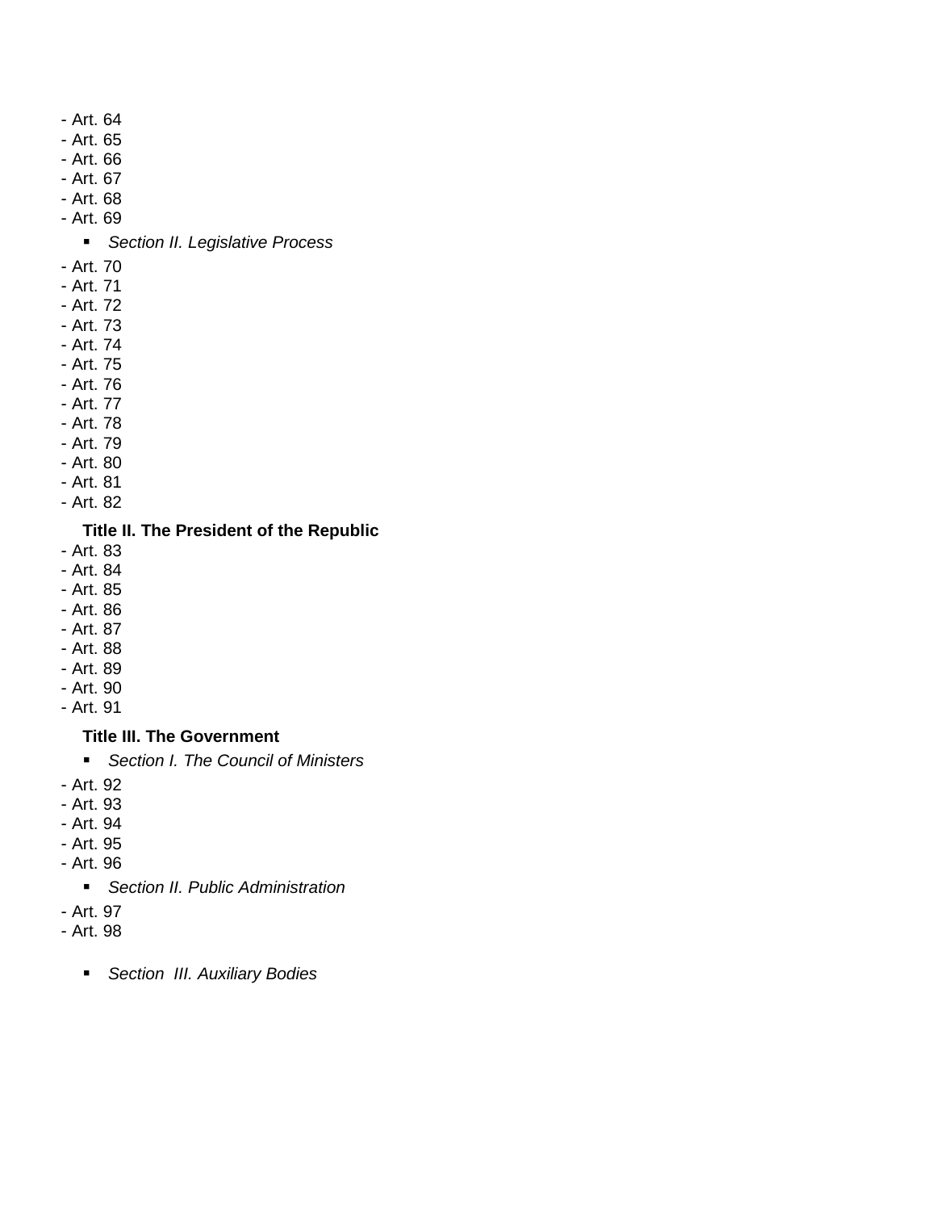- Art. 64
- Art. 65
- Art. 66
- Art. 67
- Art. 68
- Art. 69

  - *Section II. Legislative Process*

- Art. 70
- Art. 71
- Art. 72
- Art. 73
- Art. 74
- Art. 75
- Art. 76
- Art. 77
- Art. 78
- Art. 79
- Art. 80
- Art. 81
- Art. 82

**Title II. The President of the Republic**

- Art. 83
- Art. 84
- Art. 85
- Art. 86
- Art. 87
- Art. 88
- Art. 89
- Art. 90
- Art. 91

**Title III. The Government**

  - *Section I. The Council of Ministers*

- Art. 92
- Art. 93
- Art. 94
- Art. 95
- Art. 96

  - *Section II. Public Administration*

- Art. 97
- Art. 98

  - *Section III. Auxiliary Bodies*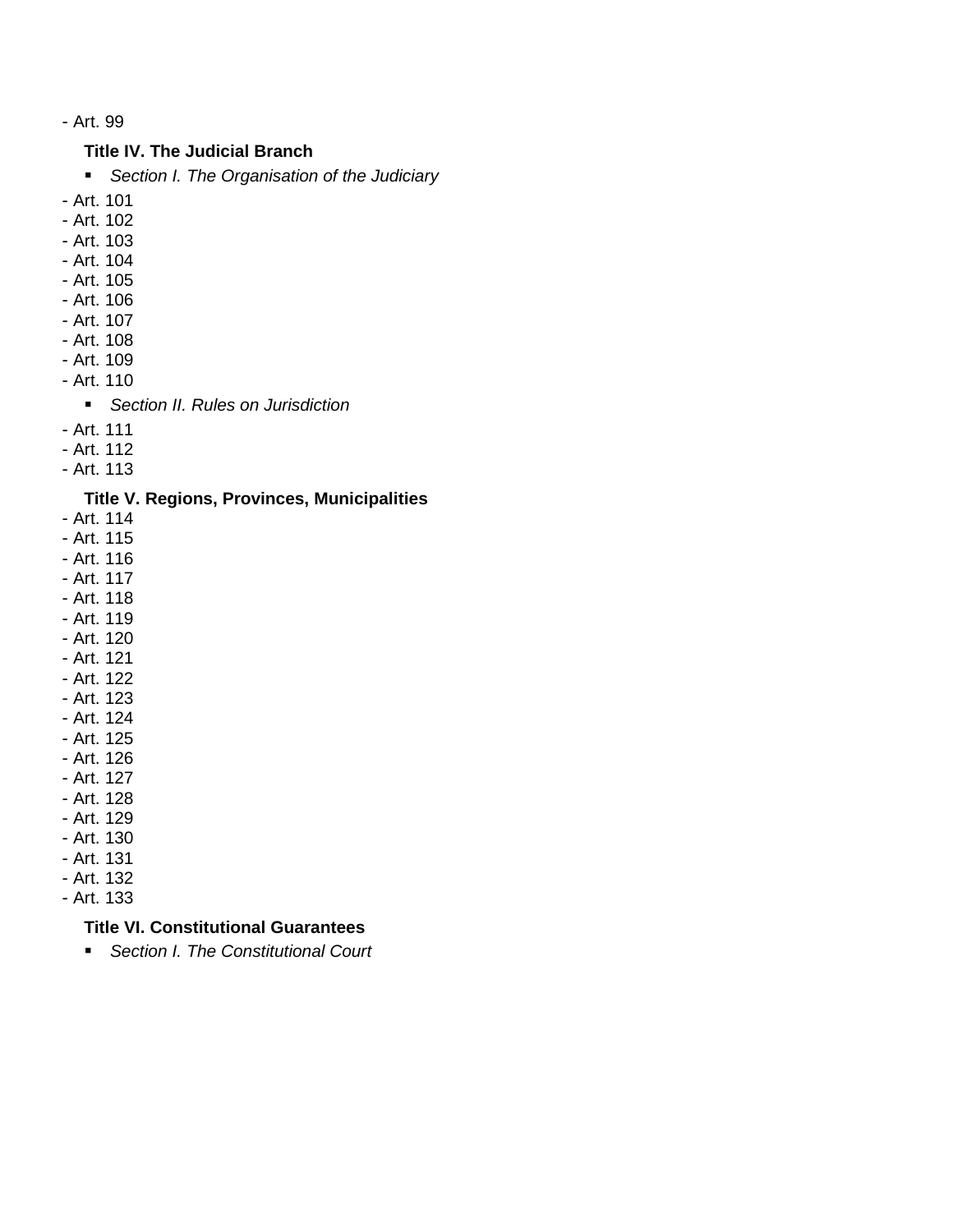- Art. 99

**Title IV. The Judicial Branch**

- *Section I. The Organisation of the Judiciary*

- Art. 101
- Art. 102
- Art. 103
- Art. 104
- Art. 105
- Art. 106
- Art. 107
- Art. 108
- Art. 109
- Art. 110

- *Section II. Rules on Jurisdiction*

- Art. 111
- Art. 112
- Art. 113

**Title V. Regions, Provinces, Municipalities**

- Art. 114
- Art. 115
- Art. 116
- Art. 117
- Art. 118
- Art. 119
- Art. 120
- Art. 121
- Art. 122
- Art. 123
- Art. 124
- Art. 125
- Art. 126
- Art. 127
- Art. 128
- Art. 129
- Art. 130
- Art. 131
- Art. 132
- Art. 133

**Title VI. Constitutional Guarantees**

- *Section I. The Constitutional Court*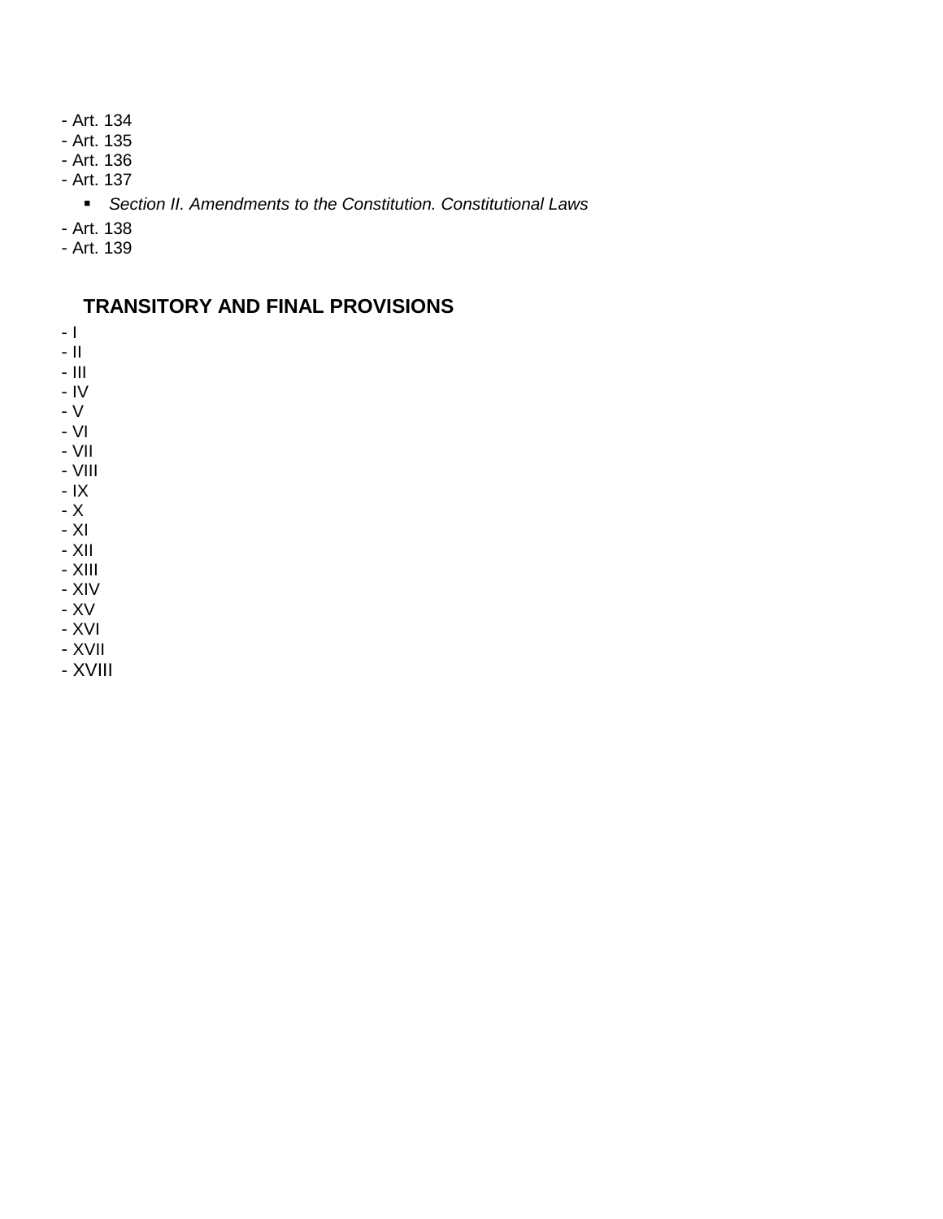- Art. 134
- Art. 135
- Art. 136
- Art. 137
  - *Section II. Amendments to the Constitution. Constitutional Laws*
- Art. 138
- Art. 139

## TRANSITORY AND FINAL PROVISIONS

- I
- II
- III
- IV
- V
- VI
- VII
- VIII
- IX
- X
- XI
- XII
- XIII
- XIV
- XV
- XVI
- XVII
- XVIII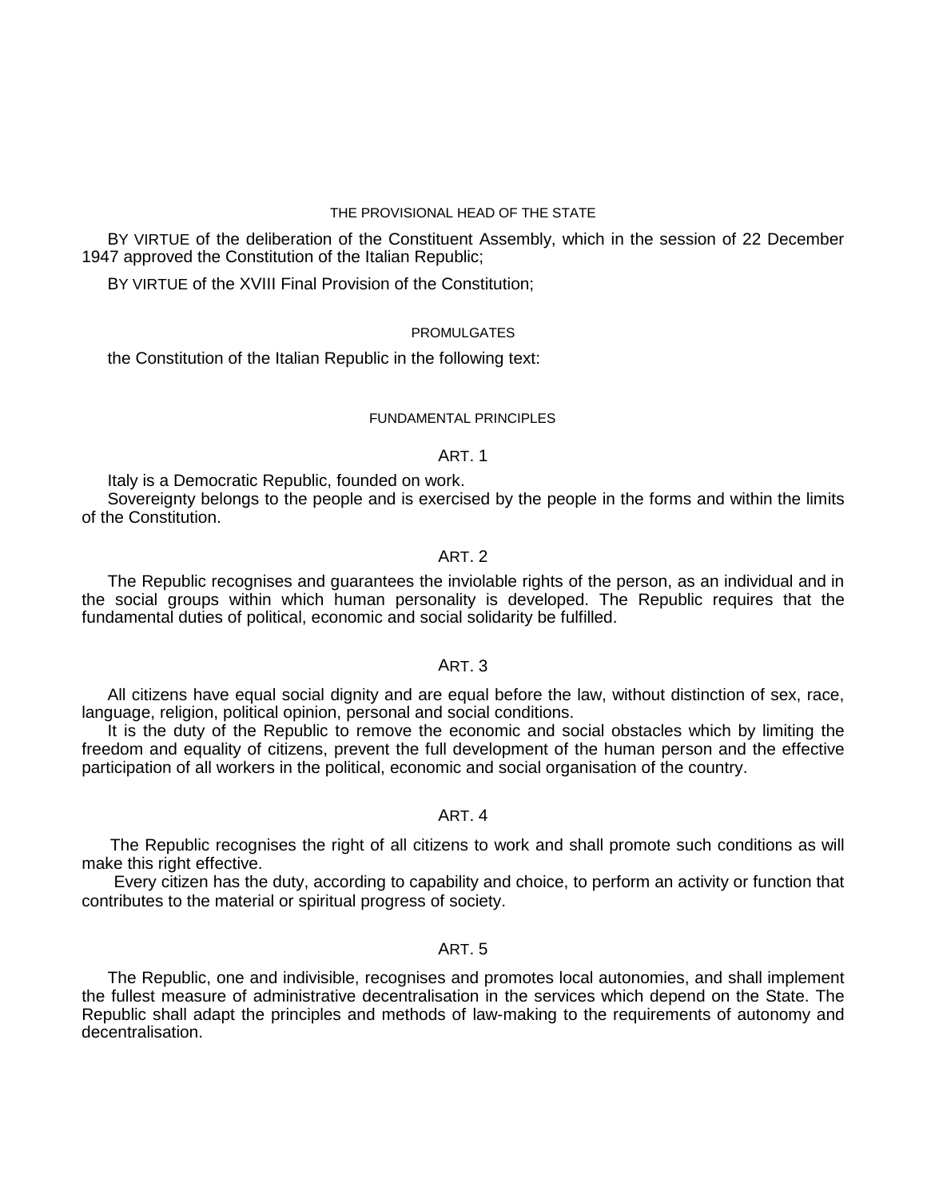## THE PROVISIONAL HEAD OF THE STATE

BY VIRTUE of the deliberation of the Constituent Assembly, which in the session of 22 December 1947 approved the Constitution of the Italian Republic;

BY VIRTUE of the XVIII Final Provision of the Constitution;

## PROMULGATES

the Constitution of the Italian Republic in the following text:

## FUNDAMENTAL PRINCIPLES

### ART. 1

Italy is a Democratic Republic, founded on work.

Sovereignty belongs to the people and is exercised by the people in the forms and within the limits of the Constitution.

### ART. 2

The Republic recognises and guarantees the inviolable rights of the person, as an individual and in the social groups within which human personality is developed. The Republic requires that the fundamental duties of political, economic and social solidarity be fulfilled.

### ART. 3

All citizens have equal social dignity and are equal before the law, without distinction of sex, race, language, religion, political opinion, personal and social conditions.

It is the duty of the Republic to remove the economic and social obstacles which by limiting the freedom and equality of citizens, prevent the full development of the human person and the effective participation of all workers in the political, economic and social organisation of the country.

### ART. 4

The Republic recognises the right of all citizens to work and shall promote such conditions as will make this right effective.

Every citizen has the duty, according to capability and choice, to perform an activity or function that contributes to the material or spiritual progress of society.

### ART. 5

The Republic, one and indivisible, recognises and promotes local autonomies, and shall implement the fullest measure of administrative decentralisation in the services which depend on the State. The Republic shall adapt the principles and methods of law-making to the requirements of autonomy and decentralisation.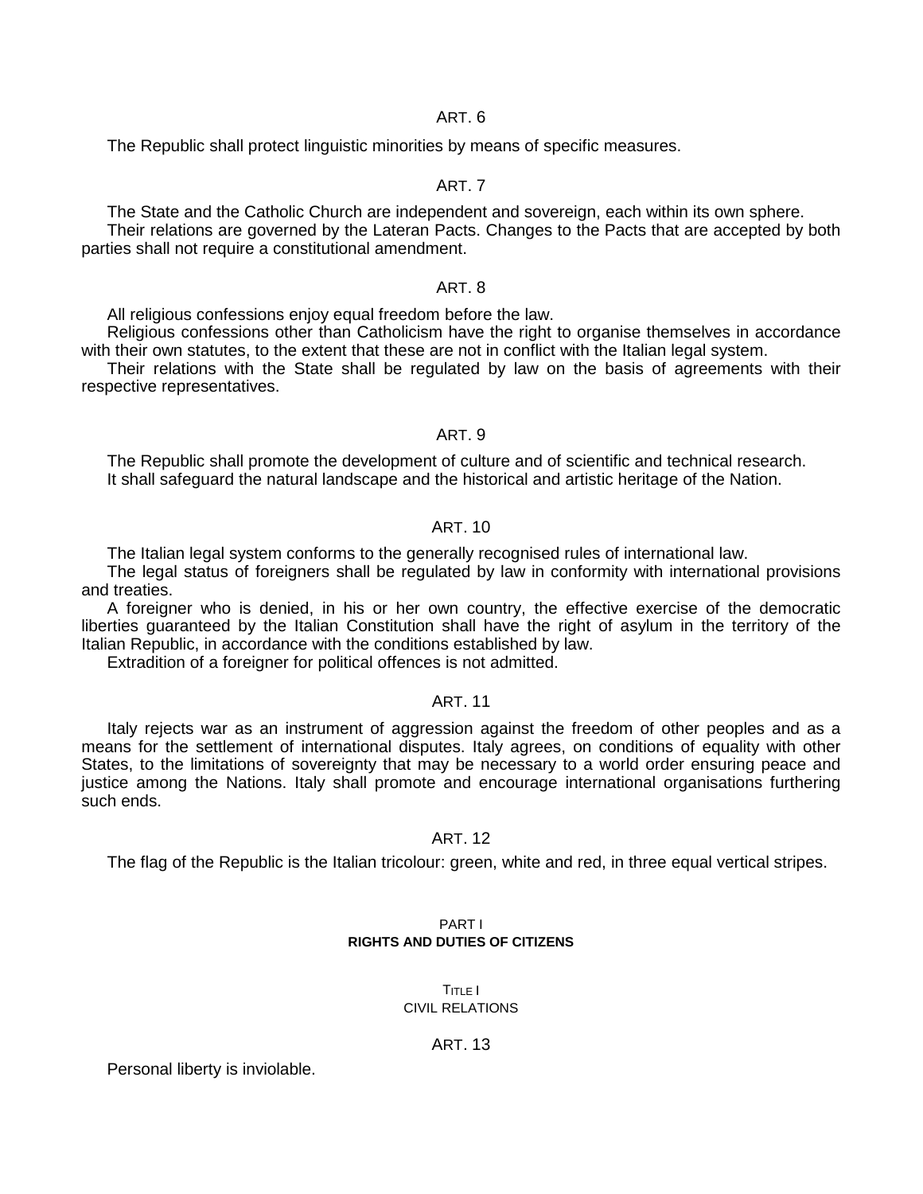### ART. 6

The Republic shall protect linguistic minorities by means of specific measures.

### ART. 7

The State and the Catholic Church are independent and sovereign, each within its own sphere.

Their relations are governed by the Lateran Pacts. Changes to the Pacts that are accepted by both parties shall not require a constitutional amendment.

### ART. 8

All religious confessions enjoy equal freedom before the law.

Religious confessions other than Catholicism have the right to organise themselves in accordance with their own statutes, to the extent that these are not in conflict with the Italian legal system.

Their relations with the State shall be regulated by law on the basis of agreements with their respective representatives.

### ART. 9

The Republic shall promote the development of culture and of scientific and technical research.

It shall safeguard the natural landscape and the historical and artistic heritage of the Nation.

### ART. 10

The Italian legal system conforms to the generally recognised rules of international law.

The legal status of foreigners shall be regulated by law in conformity with international provisions and treaties.

A foreigner who is denied, in his or her own country, the effective exercise of the democratic liberties guaranteed by the Italian Constitution shall have the right of asylum in the territory of the Italian Republic, in accordance with the conditions established by law.

Extradition of a foreigner for political offences is not admitted.

### ART. 11

Italy rejects war as an instrument of aggression against the freedom of other peoples and as a means for the settlement of international disputes. Italy agrees, on conditions of equality with other States, to the limitations of sovereignty that may be necessary to a world order ensuring peace and justice among the Nations. Italy shall promote and encourage international organisations furthering such ends.

### ART. 12

The flag of the Republic is the Italian tricolour: green, white and red, in three equal vertical stripes.

# PART I
# RIGHTS AND DUTIES OF CITIZENS

## TITLE I
## CIVIL RELATIONS

### ART. 13

Personal liberty is inviolable.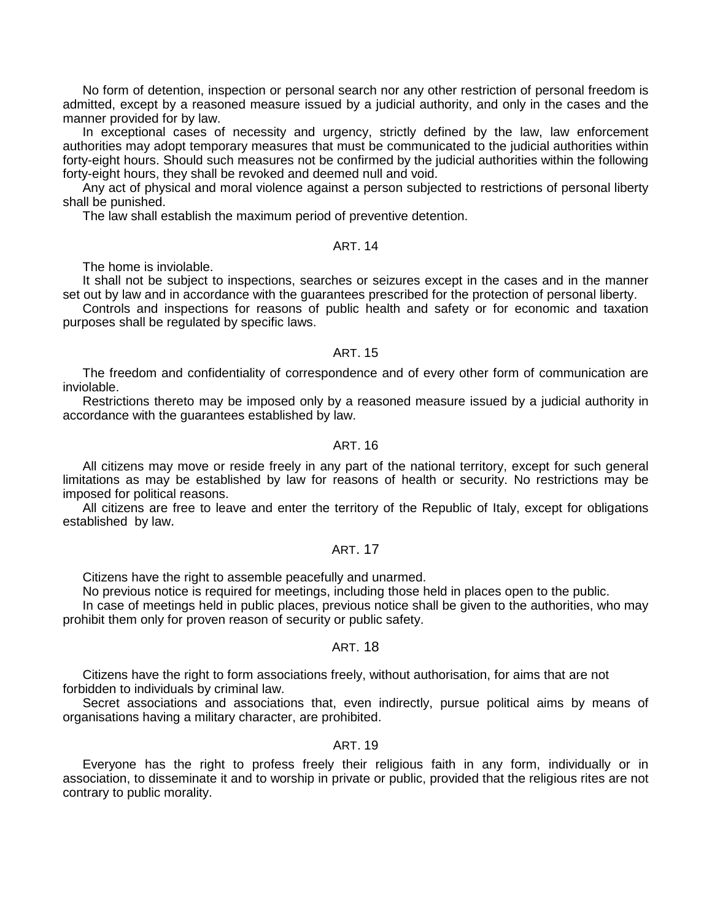No form of detention, inspection or personal search nor any other restriction of personal freedom is admitted, except by a reasoned measure issued by a judicial authority, and only in the cases and the manner provided for by law.

In exceptional cases of necessity and urgency, strictly defined by the law, law enforcement authorities may adopt temporary measures that must be communicated to the judicial authorities within forty-eight hours. Should such measures not be confirmed by the judicial authorities within the following forty-eight hours, they shall be revoked and deemed null and void.

Any act of physical and moral violence against a person subjected to restrictions of personal liberty shall be punished.

The law shall establish the maximum period of preventive detention.

### ART. 14

The home is inviolable.

It shall not be subject to inspections, searches or seizures except in the cases and in the manner set out by law and in accordance with the guarantees prescribed for the protection of personal liberty.

Controls and inspections for reasons of public health and safety or for economic and taxation purposes shall be regulated by specific laws.

### ART. 15

The freedom and confidentiality of correspondence and of every other form of communication are inviolable.

Restrictions thereto may be imposed only by a reasoned measure issued by a judicial authority in accordance with the guarantees established by law.

### ART. 16

All citizens may move or reside freely in any part of the national territory, except for such general limitations as may be established by law for reasons of health or security. No restrictions may be imposed for political reasons.

All citizens are free to leave and enter the territory of the Republic of Italy, except for obligations established by law.

### ART. 17

Citizens have the right to assemble peacefully and unarmed.

No previous notice is required for meetings, including those held in places open to the public.

In case of meetings held in public places, previous notice shall be given to the authorities, who may prohibit them only for proven reason of security or public safety.

### ART. 18

Citizens have the right to form associations freely, without authorisation, for aims that are not forbidden to individuals by criminal law.

Secret associations and associations that, even indirectly, pursue political aims by means of organisations having a military character, are prohibited.

### ART. 19

Everyone has the right to profess freely their religious faith in any form, individually or in association, to disseminate it and to worship in private or public, provided that the religious rites are not contrary to public morality.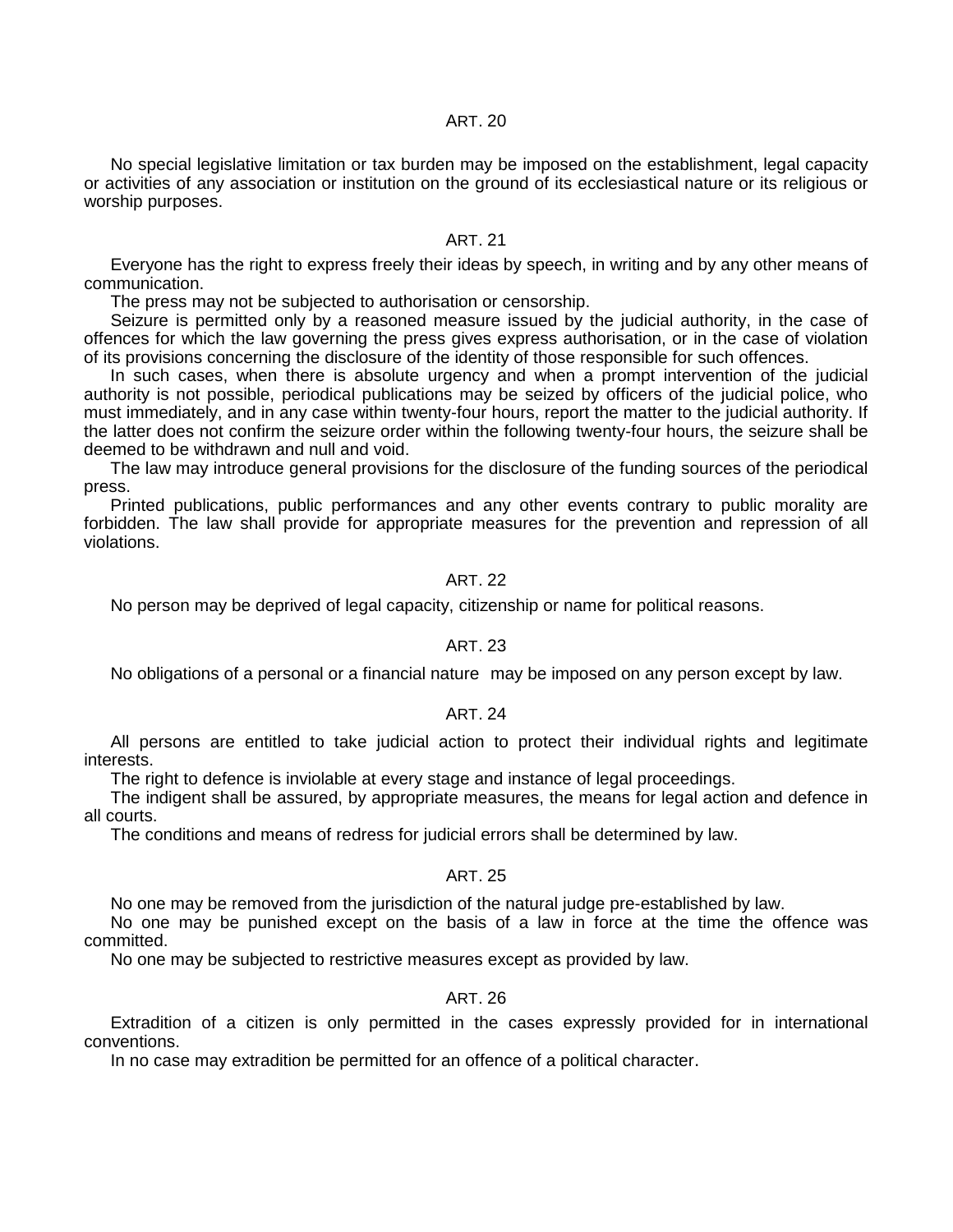### ART. 20

No special legislative limitation or tax burden may be imposed on the establishment, legal capacity or activities of any association or institution on the ground of its ecclesiastical nature or its religious or worship purposes.

### ART. 21

Everyone has the right to express freely their ideas by speech, in writing and by any other means of communication.

The press may not be subjected to authorisation or censorship.

Seizure is permitted only by a reasoned measure issued by the judicial authority, in the case of offences for which the law governing the press gives express authorisation, or in the case of violation of its provisions concerning the disclosure of the identity of those responsible for such offences.

In such cases, when there is absolute urgency and when a prompt intervention of the judicial authority is not possible, periodical publications may be seized by officers of the judicial police, who must immediately, and in any case within twenty-four hours, report the matter to the judicial authority. If the latter does not confirm the seizure order within the following twenty-four hours, the seizure shall be deemed to be withdrawn and null and void.

The law may introduce general provisions for the disclosure of the funding sources of the periodical press.

Printed publications, public performances and any other events contrary to public morality are forbidden. The law shall provide for appropriate measures for the prevention and repression of all violations.

### ART. 22

No person may be deprived of legal capacity, citizenship or name for political reasons.

### ART. 23

No obligations of a personal or a financial nature may be imposed on any person except by law.

### ART. 24

All persons are entitled to take judicial action to protect their individual rights and legitimate interests.

The right to defence is inviolable at every stage and instance of legal proceedings.

The indigent shall be assured, by appropriate measures, the means for legal action and defence in all courts.

The conditions and means of redress for judicial errors shall be determined by law.

### ART. 25

No one may be removed from the jurisdiction of the natural judge pre-established by law.

No one may be punished except on the basis of a law in force at the time the offence was committed.

No one may be subjected to restrictive measures except as provided by law.

### ART. 26

Extradition of a citizen is only permitted in the cases expressly provided for in international conventions.

In no case may extradition be permitted for an offence of a political character.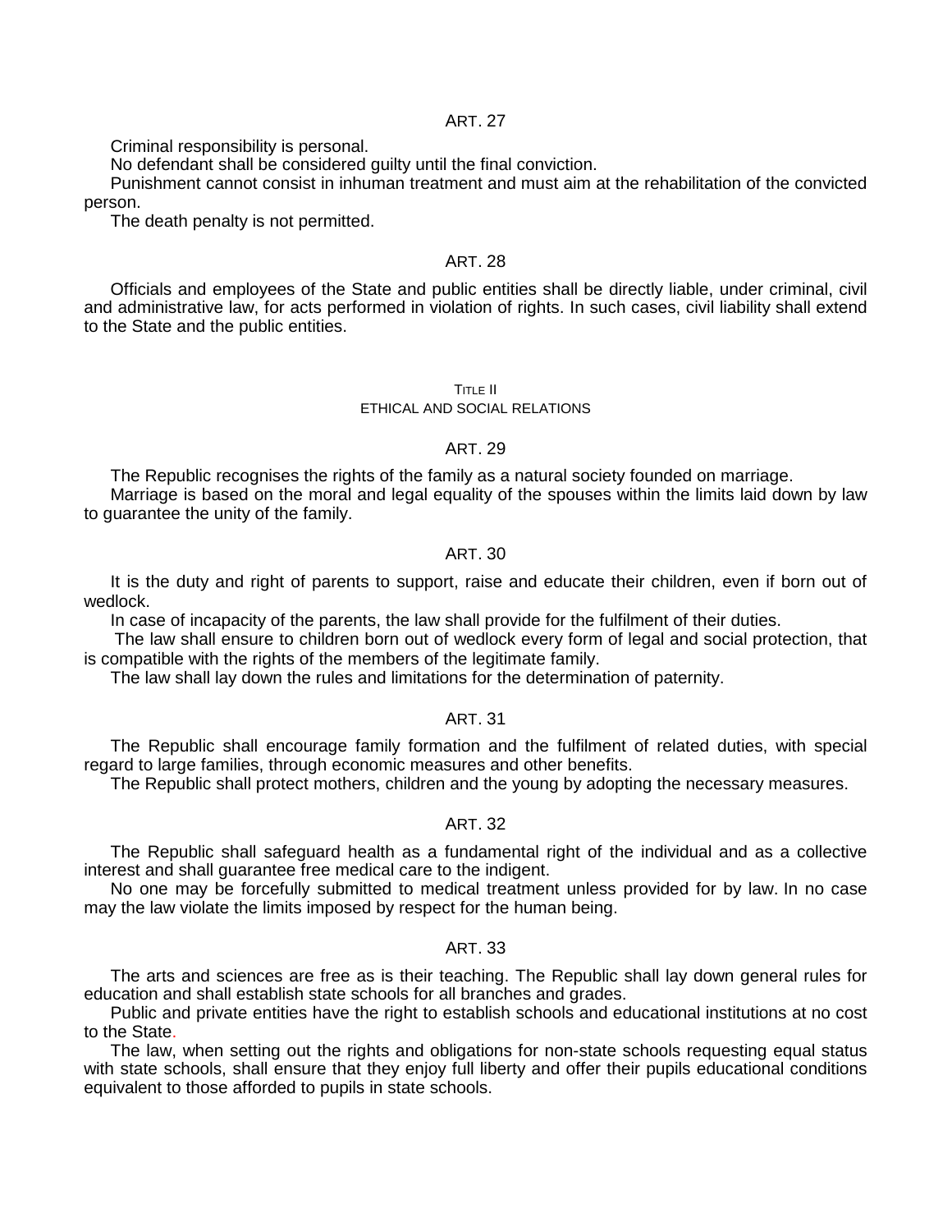### ART. 27

Criminal responsibility is personal.

No defendant shall be considered guilty until the final conviction.

Punishment cannot consist in inhuman treatment and must aim at the rehabilitation of the convicted person.

The death penalty is not permitted.

### ART. 28

Officials and employees of the State and public entities shall be directly liable, under criminal, civil and administrative law, for acts performed in violation of rights. In such cases, civil liability shall extend to the State and the public entities.

## TITLE II
## ETHICAL AND SOCIAL RELATIONS

### ART. 29

The Republic recognises the rights of the family as a natural society founded on marriage.

Marriage is based on the moral and legal equality of the spouses within the limits laid down by law to guarantee the unity of the family.

### ART. 30

It is the duty and right of parents to support, raise and educate their children, even if born out of wedlock.

In case of incapacity of the parents, the law shall provide for the fulfilment of their duties.

The law shall ensure to children born out of wedlock every form of legal and social protection, that is compatible with the rights of the members of the legitimate family.

The law shall lay down the rules and limitations for the determination of paternity.

### ART. 31

The Republic shall encourage family formation and the fulfilment of related duties, with special regard to large families, through economic measures and other benefits.

The Republic shall protect mothers, children and the young by adopting the necessary measures.

### ART. 32

The Republic shall safeguard health as a fundamental right of the individual and as a collective interest and shall guarantee free medical care to the indigent.

No one may be forcefully submitted to medical treatment unless provided for by law. In no case may the law violate the limits imposed by respect for the human being.

### ART. 33

The arts and sciences are free as is their teaching. The Republic shall lay down general rules for education and shall establish state schools for all branches and grades.

Public and private entities have the right to establish schools and educational institutions at no cost to the State.

The law, when setting out the rights and obligations for non-state schools requesting equal status with state schools, shall ensure that they enjoy full liberty and offer their pupils educational conditions equivalent to those afforded to pupils in state schools.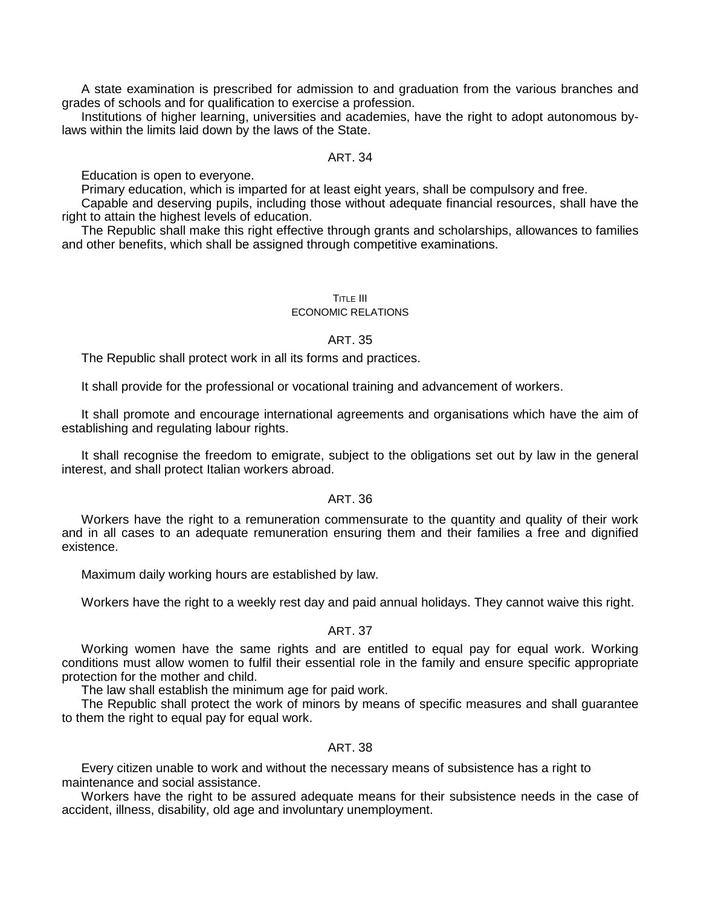A state examination is prescribed for admission to and graduation from the various branches and grades of schools and for qualification to exercise a profession.

Institutions of higher learning, universities and academies, have the right to adopt autonomous by-laws within the limits laid down by the laws of the State.

### ART. 34

Education is open to everyone.

Primary education, which is imparted for at least eight years, shall be compulsory and free.

Capable and deserving pupils, including those without adequate financial resources, shall have the right to attain the highest levels of education.

The Republic shall make this right effective through grants and scholarships, allowances to families and other benefits, which shall be assigned through competitive examinations.

## TITLE III
## ECONOMIC RELATIONS

### ART. 35

The Republic shall protect work in all its forms and practices.

It shall provide for the professional or vocational training and advancement of workers.

It shall promote and encourage international agreements and organisations which have the aim of establishing and regulating labour rights.

It shall recognise the freedom to emigrate, subject to the obligations set out by law in the general interest, and shall protect Italian workers abroad.

### ART. 36

Workers have the right to a remuneration commensurate to the quantity and quality of their work and in all cases to an adequate remuneration ensuring them and their families a free and dignified existence.

Maximum daily working hours are established by law.

Workers have the right to a weekly rest day and paid annual holidays. They cannot waive this right.

### ART. 37

Working women have the same rights and are entitled to equal pay for equal work. Working conditions must allow women to fulfil their essential role in the family and ensure specific appropriate protection for the mother and child.

The law shall establish the minimum age for paid work.

The Republic shall protect the work of minors by means of specific measures and shall guarantee to them the right to equal pay for equal work.

### ART. 38

Every citizen unable to work and without the necessary means of subsistence has a right to maintenance and social assistance.

Workers have the right to be assured adequate means for their subsistence needs in the case of accident, illness, disability, old age and involuntary unemployment.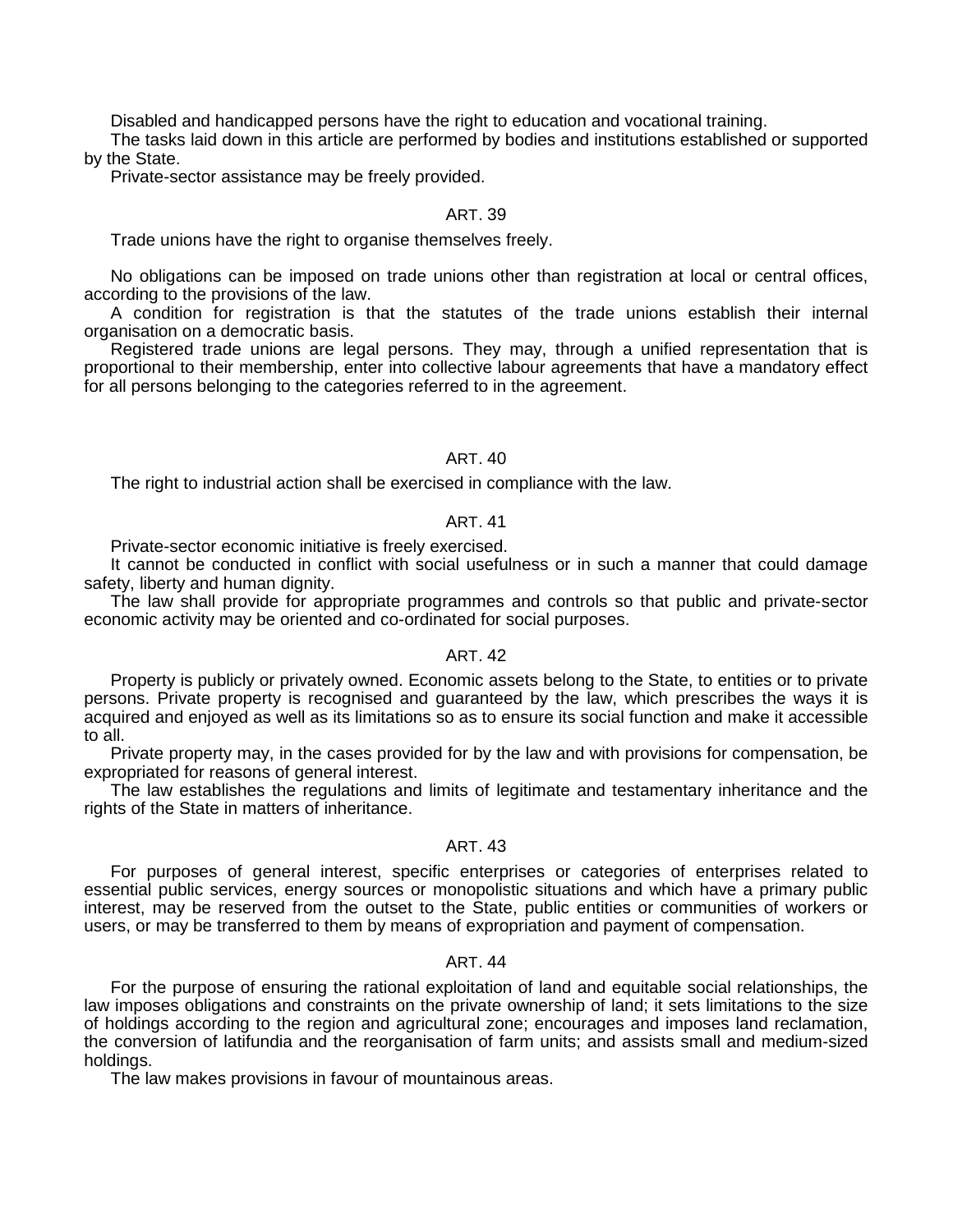Disabled and handicapped persons have the right to education and vocational training.

The tasks laid down in this article are performed by bodies and institutions established or supported by the State.

Private-sector assistance may be freely provided.

### ART. 39

Trade unions have the right to organise themselves freely.

No obligations can be imposed on trade unions other than registration at local or central offices, according to the provisions of the law.

A condition for registration is that the statutes of the trade unions establish their internal organisation on a democratic basis.

Registered trade unions are legal persons. They may, through a unified representation that is proportional to their membership, enter into collective labour agreements that have a mandatory effect for all persons belonging to the categories referred to in the agreement.

### ART. 40

The right to industrial action shall be exercised in compliance with the law.

### ART. 41

Private-sector economic initiative is freely exercised.

It cannot be conducted in conflict with social usefulness or in such a manner that could damage safety, liberty and human dignity.

The law shall provide for appropriate programmes and controls so that public and private-sector economic activity may be oriented and co-ordinated for social purposes.

### ART. 42

Property is publicly or privately owned. Economic assets belong to the State, to entities or to private persons. Private property is recognised and guaranteed by the law, which prescribes the ways it is acquired and enjoyed as well as its limitations so as to ensure its social function and make it accessible to all.

Private property may, in the cases provided for by the law and with provisions for compensation, be expropriated for reasons of general interest.

The law establishes the regulations and limits of legitimate and testamentary inheritance and the rights of the State in matters of inheritance.

### ART. 43

For purposes of general interest, specific enterprises or categories of enterprises related to essential public services, energy sources or monopolistic situations and which have a primary public interest, may be reserved from the outset to the State, public entities or communities of workers or users, or may be transferred to them by means of expropriation and payment of compensation.

### ART. 44

For the purpose of ensuring the rational exploitation of land and equitable social relationships, the law imposes obligations and constraints on the private ownership of land; it sets limitations to the size of holdings according to the region and agricultural zone; encourages and imposes land reclamation, the conversion of latifundia and the reorganisation of farm units; and assists small and medium-sized holdings.

The law makes provisions in favour of mountainous areas.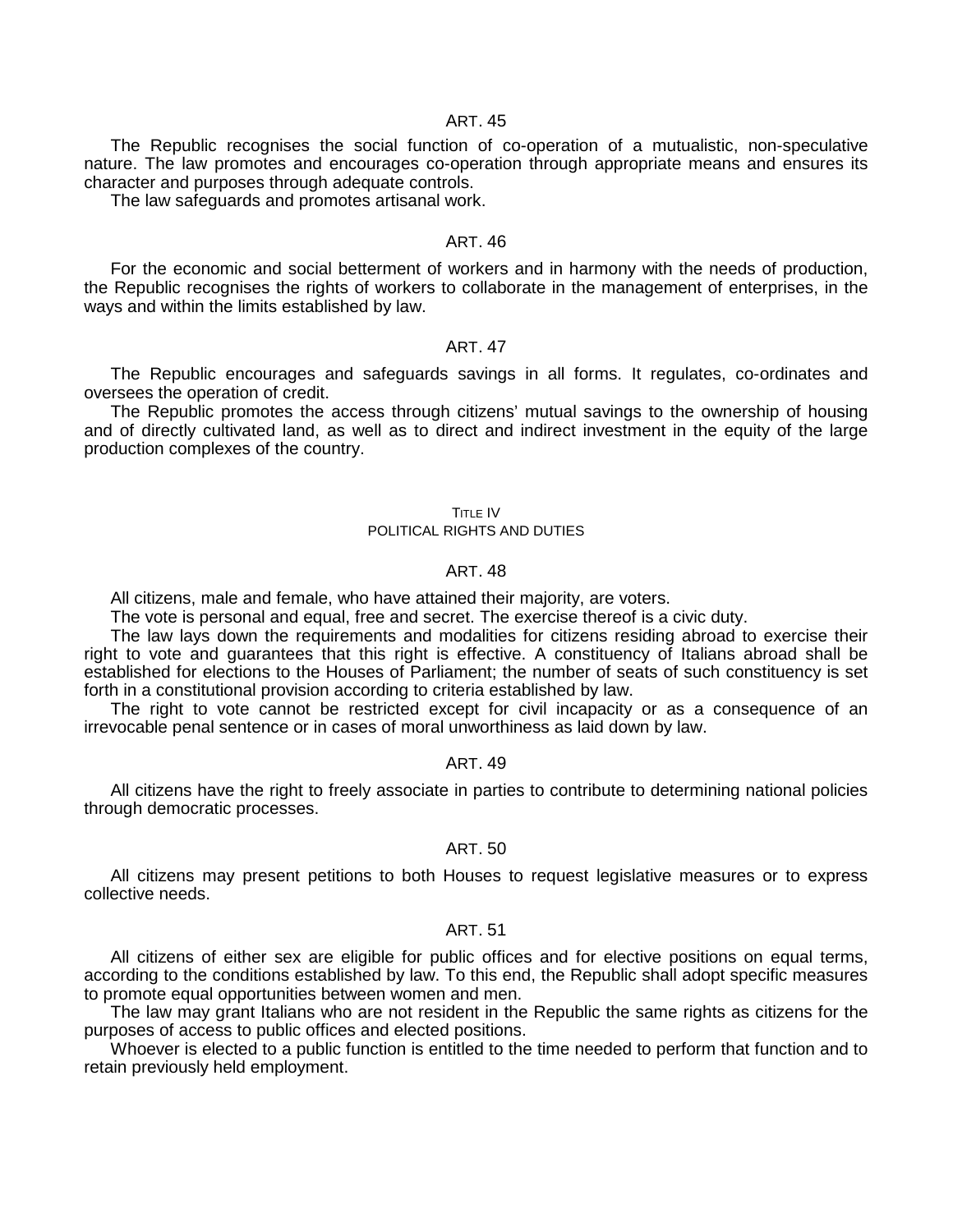### ART. 45

The Republic recognises the social function of co-operation of a mutualistic, non-speculative nature. The law promotes and encourages co-operation through appropriate means and ensures its character and purposes through adequate controls.

The law safeguards and promotes artisanal work.

### ART. 46

For the economic and social betterment of workers and in harmony with the needs of production, the Republic recognises the rights of workers to collaborate in the management of enterprises, in the ways and within the limits established by law.

### ART. 47

The Republic encourages and safeguards savings in all forms. It regulates, co-ordinates and oversees the operation of credit.

The Republic promotes the access through citizens' mutual savings to the ownership of housing and of directly cultivated land, as well as to direct and indirect investment in the equity of the large production complexes of the country.

## TITLE IV
## POLITICAL RIGHTS AND DUTIES

### ART. 48

All citizens, male and female, who have attained their majority, are voters.

The vote is personal and equal, free and secret. The exercise thereof is a civic duty.

The law lays down the requirements and modalities for citizens residing abroad to exercise their right to vote and guarantees that this right is effective. A constituency of Italians abroad shall be established for elections to the Houses of Parliament; the number of seats of such constituency is set forth in a constitutional provision according to criteria established by law.

The right to vote cannot be restricted except for civil incapacity or as a consequence of an irrevocable penal sentence or in cases of moral unworthiness as laid down by law.

### ART. 49

All citizens have the right to freely associate in parties to contribute to determining national policies through democratic processes.

### ART. 50

All citizens may present petitions to both Houses to request legislative measures or to express collective needs.

### ART. 51

All citizens of either sex are eligible for public offices and for elective positions on equal terms, according to the conditions established by law. To this end, the Republic shall adopt specific measures to promote equal opportunities between women and men.

The law may grant Italians who are not resident in the Republic the same rights as citizens for the purposes of access to public offices and elected positions.

Whoever is elected to a public function is entitled to the time needed to perform that function and to retain previously held employment.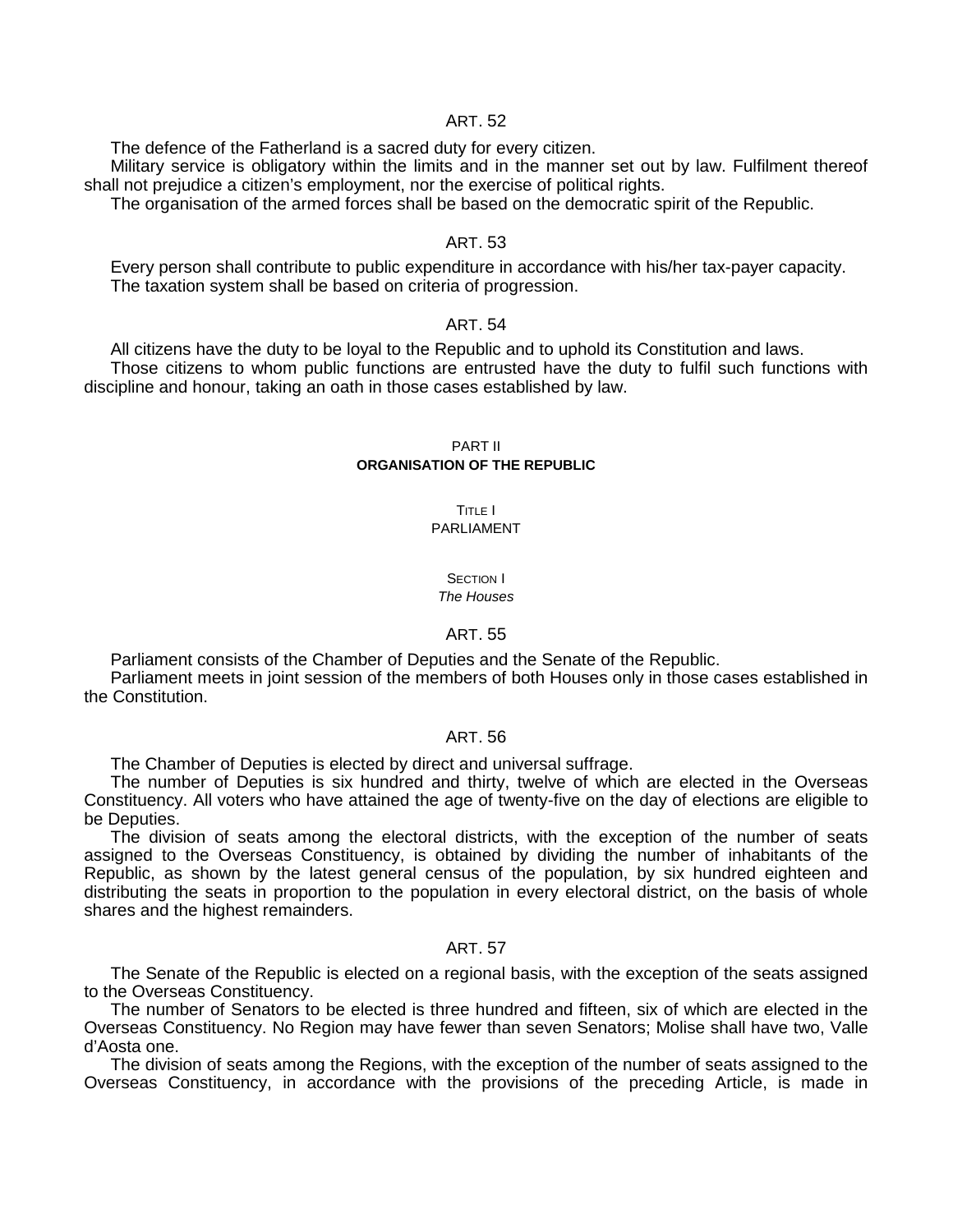### ART. 52

The defence of the Fatherland is a sacred duty for every citizen.

Military service is obligatory within the limits and in the manner set out by law. Fulfilment thereof shall not prejudice a citizen's employment, nor the exercise of political rights.

The organisation of the armed forces shall be based on the democratic spirit of the Republic.

### ART. 53

Every person shall contribute to public expenditure in accordance with his/her tax-payer capacity.

The taxation system shall be based on criteria of progression.

### ART. 54

All citizens have the duty to be loyal to the Republic and to uphold its Constitution and laws.

Those citizens to whom public functions are entrusted have the duty to fulfil such functions with discipline and honour, taking an oath in those cases established by law.

# PART II
# ORGANISATION OF THE REPUBLIC

## TITLE I
## PARLIAMENT

### SECTION I
### *The Houses*

### ART. 55

Parliament consists of the Chamber of Deputies and the Senate of the Republic.

Parliament meets in joint session of the members of both Houses only in those cases established in the Constitution.

### ART. 56

The Chamber of Deputies is elected by direct and universal suffrage.

The number of Deputies is six hundred and thirty, twelve of which are elected in the Overseas Constituency. All voters who have attained the age of twenty-five on the day of elections are eligible to be Deputies.

The division of seats among the electoral districts, with the exception of the number of seats assigned to the Overseas Constituency, is obtained by dividing the number of inhabitants of the Republic, as shown by the latest general census of the population, by six hundred eighteen and distributing the seats in proportion to the population in every electoral district, on the basis of whole shares and the highest remainders.

### ART. 57

The Senate of the Republic is elected on a regional basis, with the exception of the seats assigned to the Overseas Constituency.

The number of Senators to be elected is three hundred and fifteen, six of which are elected in the Overseas Constituency. No Region may have fewer than seven Senators; Molise shall have two, Valle d'Aosta one.

The division of seats among the Regions, with the exception of the number of seats assigned to the Overseas Constituency, in accordance with the provisions of the preceding Article, is made in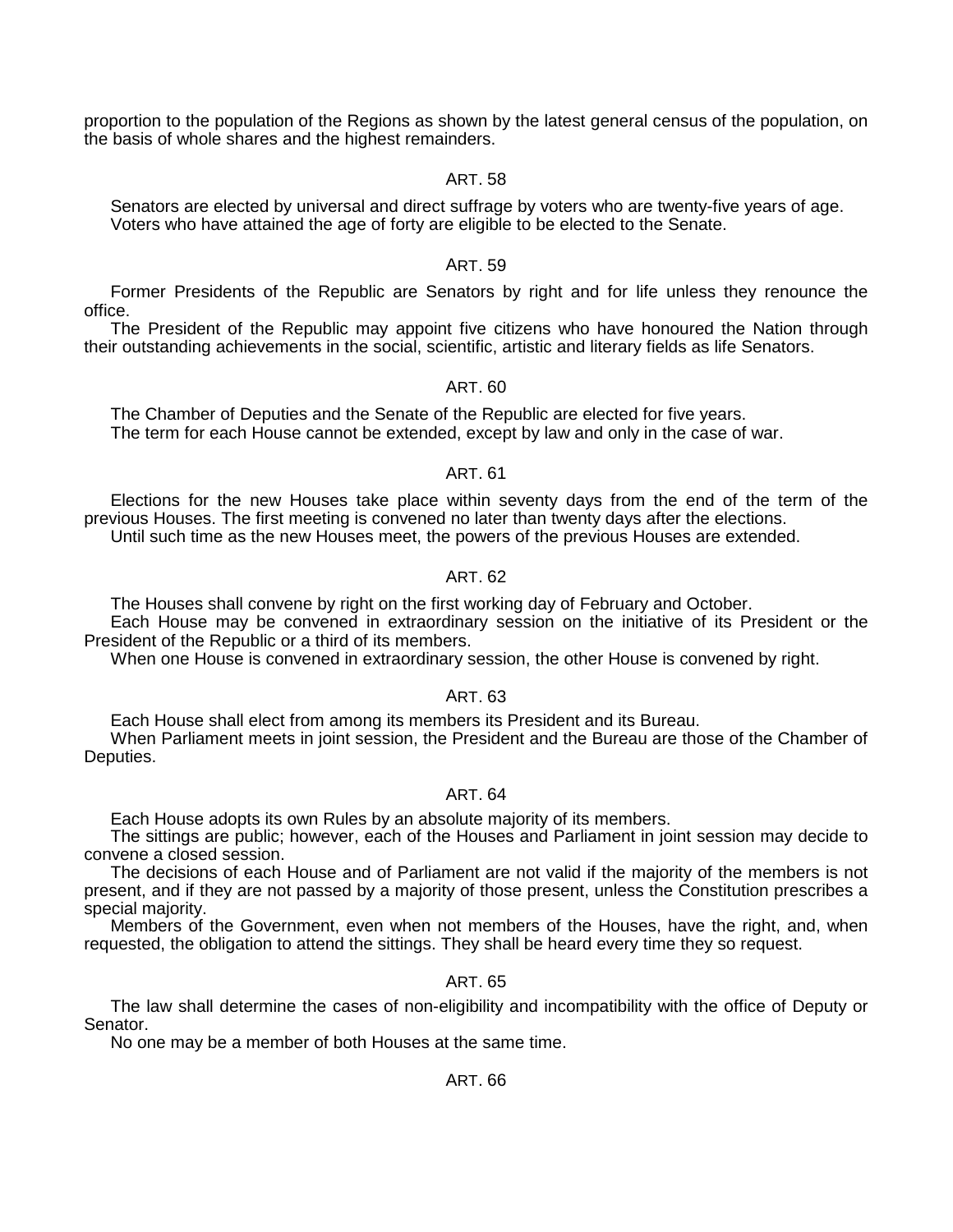proportion to the population of the Regions as shown by the latest general census of the population, on the basis of whole shares and the highest remainders.

### ART. 58

Senators are elected by universal and direct suffrage by voters who are twenty-five years of age.

Voters who have attained the age of forty are eligible to be elected to the Senate.

### ART. 59

Former Presidents of the Republic are Senators by right and for life unless they renounce the office.

The President of the Republic may appoint five citizens who have honoured the Nation through their outstanding achievements in the social, scientific, artistic and literary fields as life Senators.

### ART. 60

The Chamber of Deputies and the Senate of the Republic are elected for five years.

The term for each House cannot be extended, except by law and only in the case of war.

### ART. 61

Elections for the new Houses take place within seventy days from the end of the term of the previous Houses. The first meeting is convened no later than twenty days after the elections.

Until such time as the new Houses meet, the powers of the previous Houses are extended.

### ART. 62

The Houses shall convene by right on the first working day of February and October.

Each House may be convened in extraordinary session on the initiative of its President or the President of the Republic or a third of its members.

When one House is convened in extraordinary session, the other House is convened by right.

### ART. 63

Each House shall elect from among its members its President and its Bureau.

When Parliament meets in joint session, the President and the Bureau are those of the Chamber of Deputies.

### ART. 64

Each House adopts its own Rules by an absolute majority of its members.

The sittings are public; however, each of the Houses and Parliament in joint session may decide to convene a closed session.

The decisions of each House and of Parliament are not valid if the majority of the members is not present, and if they are not passed by a majority of those present, unless the Constitution prescribes a special majority.

Members of the Government, even when not members of the Houses, have the right, and, when requested, the obligation to attend the sittings. They shall be heard every time they so request.

### ART. 65

The law shall determine the cases of non-eligibility and incompatibility with the office of Deputy or Senator.

No one may be a member of both Houses at the same time.

### ART. 66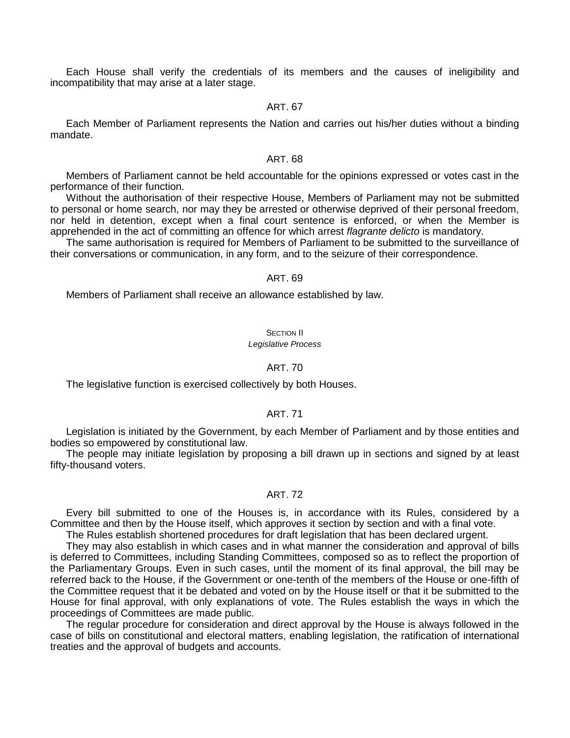Each House shall verify the credentials of its members and the causes of ineligibility and incompatibility that may arise at a later stage.

### ART. 67

Each Member of Parliament represents the Nation and carries out his/her duties without a binding mandate.

### ART. 68

Members of Parliament cannot be held accountable for the opinions expressed or votes cast in the performance of their function.

Without the authorisation of their respective House, Members of Parliament may not be submitted to personal or home search, nor may they be arrested or otherwise deprived of their personal freedom, nor held in detention, except when a final court sentence is enforced, or when the Member is apprehended in the act of committing an offence for which arrest *flagrante delicto* is mandatory.

The same authorisation is required for Members of Parliament to be submitted to the surveillance of their conversations or communication, in any form, and to the seizure of their correspondence.

### ART. 69

Members of Parliament shall receive an allowance established by law.

## SECTION II
*Legislative Process*

### ART. 70

The legislative function is exercised collectively by both Houses.

### ART. 71

Legislation is initiated by the Government, by each Member of Parliament and by those entities and bodies so empowered by constitutional law.

The people may initiate legislation by proposing a bill drawn up in sections and signed by at least fifty-thousand voters.

### ART. 72

Every bill submitted to one of the Houses is, in accordance with its Rules, considered by a Committee and then by the House itself, which approves it section by section and with a final vote.

The Rules establish shortened procedures for draft legislation that has been declared urgent.

They may also establish in which cases and in what manner the consideration and approval of bills is deferred to Committees, including Standing Committees, composed so as to reflect the proportion of the Parliamentary Groups. Even in such cases, until the moment of its final approval, the bill may be referred back to the House, if the Government or one-tenth of the members of the House or one-fifth of the Committee request that it be debated and voted on by the House itself or that it be submitted to the House for final approval, with only explanations of vote. The Rules establish the ways in which the proceedings of Committees are made public.

The regular procedure for consideration and direct approval by the House is always followed in the case of bills on constitutional and electoral matters, enabling legislation, the ratification of international treaties and the approval of budgets and accounts.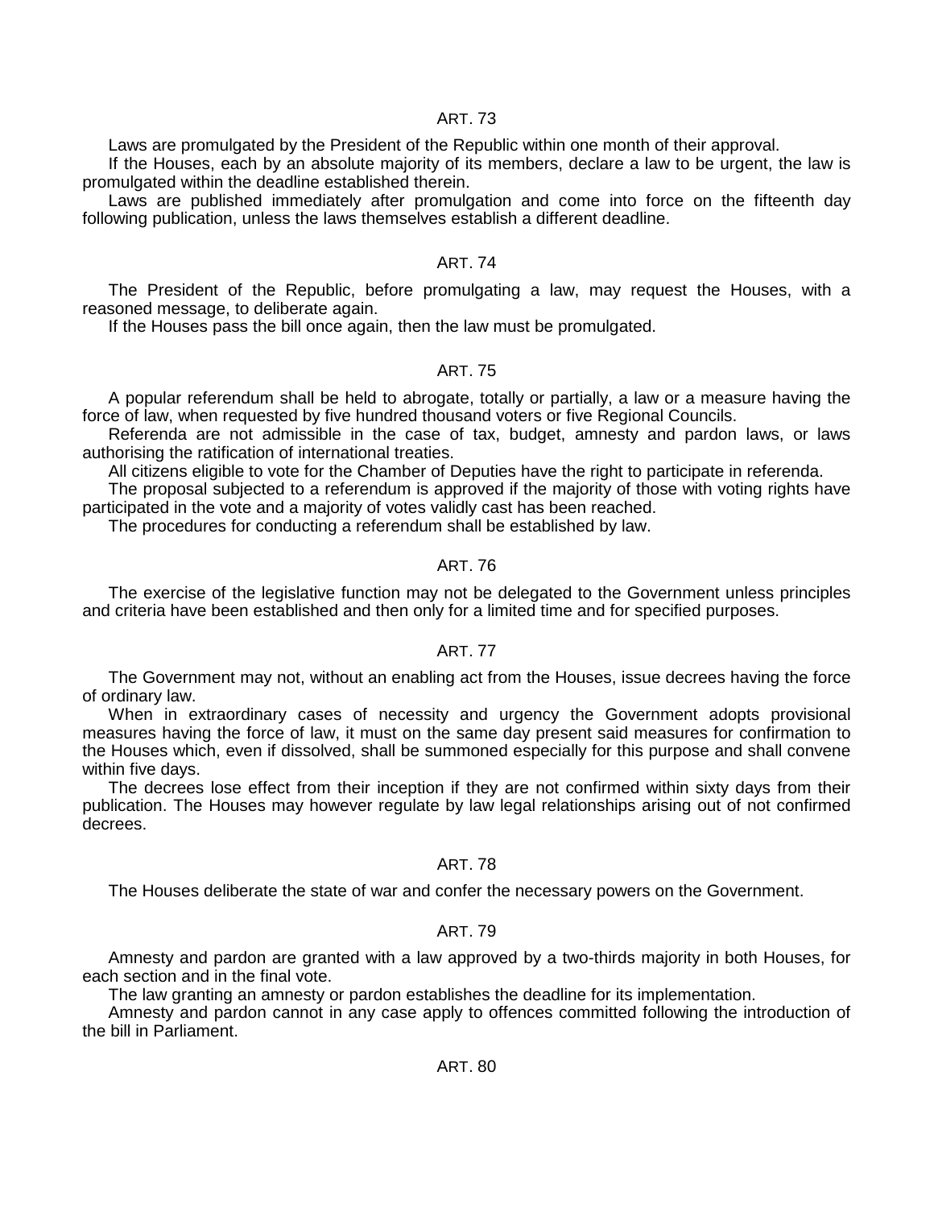## ART. 73

Laws are promulgated by the President of the Republic within one month of their approval.

If the Houses, each by an absolute majority of its members, declare a law to be urgent, the law is promulgated within the deadline established therein.

Laws are published immediately after promulgation and come into force on the fifteenth day following publication, unless the laws themselves establish a different deadline.

## ART. 74

The President of the Republic, before promulgating a law, may request the Houses, with a reasoned message, to deliberate again.

If the Houses pass the bill once again, then the law must be promulgated.

## ART. 75

A popular referendum shall be held to abrogate, totally or partially, a law or a measure having the force of law, when requested by five hundred thousand voters or five Regional Councils.

Referenda are not admissible in the case of tax, budget, amnesty and pardon laws, or laws authorising the ratification of international treaties.

All citizens eligible to vote for the Chamber of Deputies have the right to participate in referenda.

The proposal subjected to a referendum is approved if the majority of those with voting rights have participated in the vote and a majority of votes validly cast has been reached.

The procedures for conducting a referendum shall be established by law.

## ART. 76

The exercise of the legislative function may not be delegated to the Government unless principles and criteria have been established and then only for a limited time and for specified purposes.

## ART. 77

The Government may not, without an enabling act from the Houses, issue decrees having the force of ordinary law.

When in extraordinary cases of necessity and urgency the Government adopts provisional measures having the force of law, it must on the same day present said measures for confirmation to the Houses which, even if dissolved, shall be summoned especially for this purpose and shall convene within five days.

The decrees lose effect from their inception if they are not confirmed within sixty days from their publication. The Houses may however regulate by law legal relationships arising out of not confirmed decrees.

## ART. 78

The Houses deliberate the state of war and confer the necessary powers on the Government.

## ART. 79

Amnesty and pardon are granted with a law approved by a two-thirds majority in both Houses, for each section and in the final vote.

The law granting an amnesty or pardon establishes the deadline for its implementation.

Amnesty and pardon cannot in any case apply to offences committed following the introduction of the bill in Parliament.

## ART. 80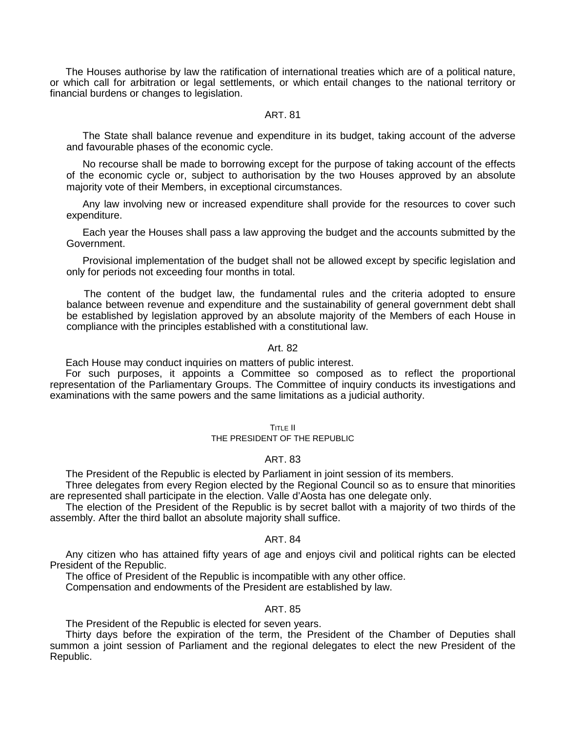The Houses authorise by law the ratification of international treaties which are of a political nature, or which call for arbitration or legal settlements, or which entail changes to the national territory or financial burdens or changes to legislation.

### ART. 81

The State shall balance revenue and expenditure in its budget, taking account of the adverse and favourable phases of the economic cycle.

No recourse shall be made to borrowing except for the purpose of taking account of the effects of the economic cycle or, subject to authorisation by the two Houses approved by an absolute majority vote of their Members, in exceptional circumstances.

Any law involving new or increased expenditure shall provide for the resources to cover such expenditure.

Each year the Houses shall pass a law approving the budget and the accounts submitted by the Government.

Provisional implementation of the budget shall not be allowed except by specific legislation and only for periods not exceeding four months in total.

The content of the budget law, the fundamental rules and the criteria adopted to ensure balance between revenue and expenditure and the sustainability of general government debt shall be established by legislation approved by an absolute majority of the Members of each House in compliance with the principles established with a constitutional law.

### Art. 82

Each House may conduct inquiries on matters of public interest.

For such purposes, it appoints a Committee so composed as to reflect the proportional representation of the Parliamentary Groups. The Committee of inquiry conducts its investigations and examinations with the same powers and the same limitations as a judicial authority.

## TITLE II
## THE PRESIDENT OF THE REPUBLIC

### ART. 83

The President of the Republic is elected by Parliament in joint session of its members.

Three delegates from every Region elected by the Regional Council so as to ensure that minorities are represented shall participate in the election. Valle d'Aosta has one delegate only.

The election of the President of the Republic is by secret ballot with a majority of two thirds of the assembly. After the third ballot an absolute majority shall suffice.

### ART. 84

Any citizen who has attained fifty years of age and enjoys civil and political rights can be elected President of the Republic.

The office of President of the Republic is incompatible with any other office.

Compensation and endowments of the President are established by law.

### ART. 85

The President of the Republic is elected for seven years.

Thirty days before the expiration of the term, the President of the Chamber of Deputies shall summon a joint session of Parliament and the regional delegates to elect the new President of the Republic.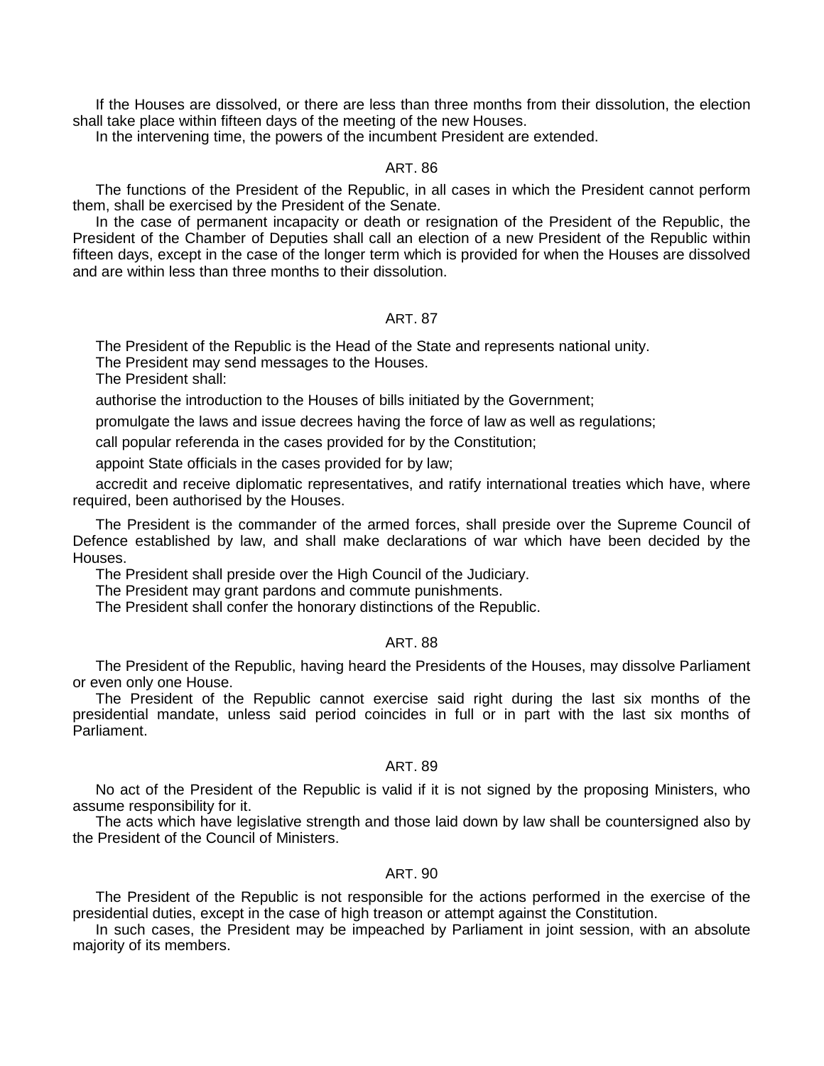If the Houses are dissolved, or there are less than three months from their dissolution, the election shall take place within fifteen days of the meeting of the new Houses.

In the intervening time, the powers of the incumbent President are extended.

ART. 86

The functions of the President of the Republic, in all cases in which the President cannot perform them, shall be exercised by the President of the Senate.

In the case of permanent incapacity or death or resignation of the President of the Republic, the President of the Chamber of Deputies shall call an election of a new President of the Republic within fifteen days, except in the case of the longer term which is provided for when the Houses are dissolved and are within less than three months to their dissolution.

ART. 87

The President of the Republic is the Head of the State and represents national unity.

The President may send messages to the Houses.

The President shall:

authorise the introduction to the Houses of bills initiated by the Government;

promulgate the laws and issue decrees having the force of law as well as regulations;

call popular referenda in the cases provided for by the Constitution;

appoint State officials in the cases provided for by law;

accredit and receive diplomatic representatives, and ratify international treaties which have, where required, been authorised by the Houses.

The President is the commander of the armed forces, shall preside over the Supreme Council of Defence established by law, and shall make declarations of war which have been decided by the Houses.

The President shall preside over the High Council of the Judiciary.

The President may grant pardons and commute punishments.

The President shall confer the honorary distinctions of the Republic.

ART. 88

The President of the Republic, having heard the Presidents of the Houses, may dissolve Parliament or even only one House.

The President of the Republic cannot exercise said right during the last six months of the presidential mandate, unless said period coincides in full or in part with the last six months of Parliament.

ART. 89

No act of the President of the Republic is valid if it is not signed by the proposing Ministers, who assume responsibility for it.

The acts which have legislative strength and those laid down by law shall be countersigned also by the President of the Council of Ministers.

ART. 90

The President of the Republic is not responsible for the actions performed in the exercise of the presidential duties, except in the case of high treason or attempt against the Constitution.

In such cases, the President may be impeached by Parliament in joint session, with an absolute majority of its members.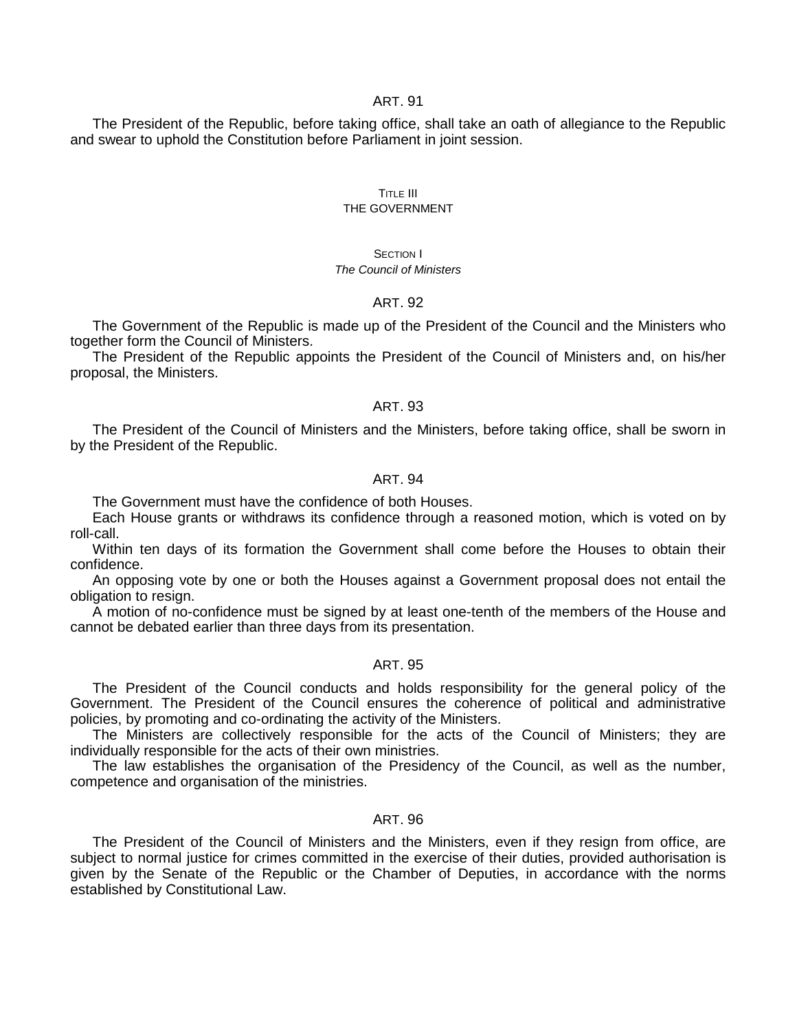### ART. 91

The President of the Republic, before taking office, shall take an oath of allegiance to the Republic and swear to uphold the Constitution before Parliament in joint session.

## TITLE III
## THE GOVERNMENT

### SECTION I
### *The Council of Ministers*

### ART. 92

The Government of the Republic is made up of the President of the Council and the Ministers who together form the Council of Ministers.

The President of the Republic appoints the President of the Council of Ministers and, on his/her proposal, the Ministers.

### ART. 93

The President of the Council of Ministers and the Ministers, before taking office, shall be sworn in by the President of the Republic.

### ART. 94

The Government must have the confidence of both Houses.

Each House grants or withdraws its confidence through a reasoned motion, which is voted on by roll-call.

Within ten days of its formation the Government shall come before the Houses to obtain their confidence.

An opposing vote by one or both the Houses against a Government proposal does not entail the obligation to resign.

A motion of no-confidence must be signed by at least one-tenth of the members of the House and cannot be debated earlier than three days from its presentation.

### ART. 95

The President of the Council conducts and holds responsibility for the general policy of the Government. The President of the Council ensures the coherence of political and administrative policies, by promoting and co-ordinating the activity of the Ministers.

The Ministers are collectively responsible for the acts of the Council of Ministers; they are individually responsible for the acts of their own ministries.

The law establishes the organisation of the Presidency of the Council, as well as the number, competence and organisation of the ministries.

### ART. 96

The President of the Council of Ministers and the Ministers, even if they resign from office, are subject to normal justice for crimes committed in the exercise of their duties, provided authorisation is given by the Senate of the Republic or the Chamber of Deputies, in accordance with the norms established by Constitutional Law.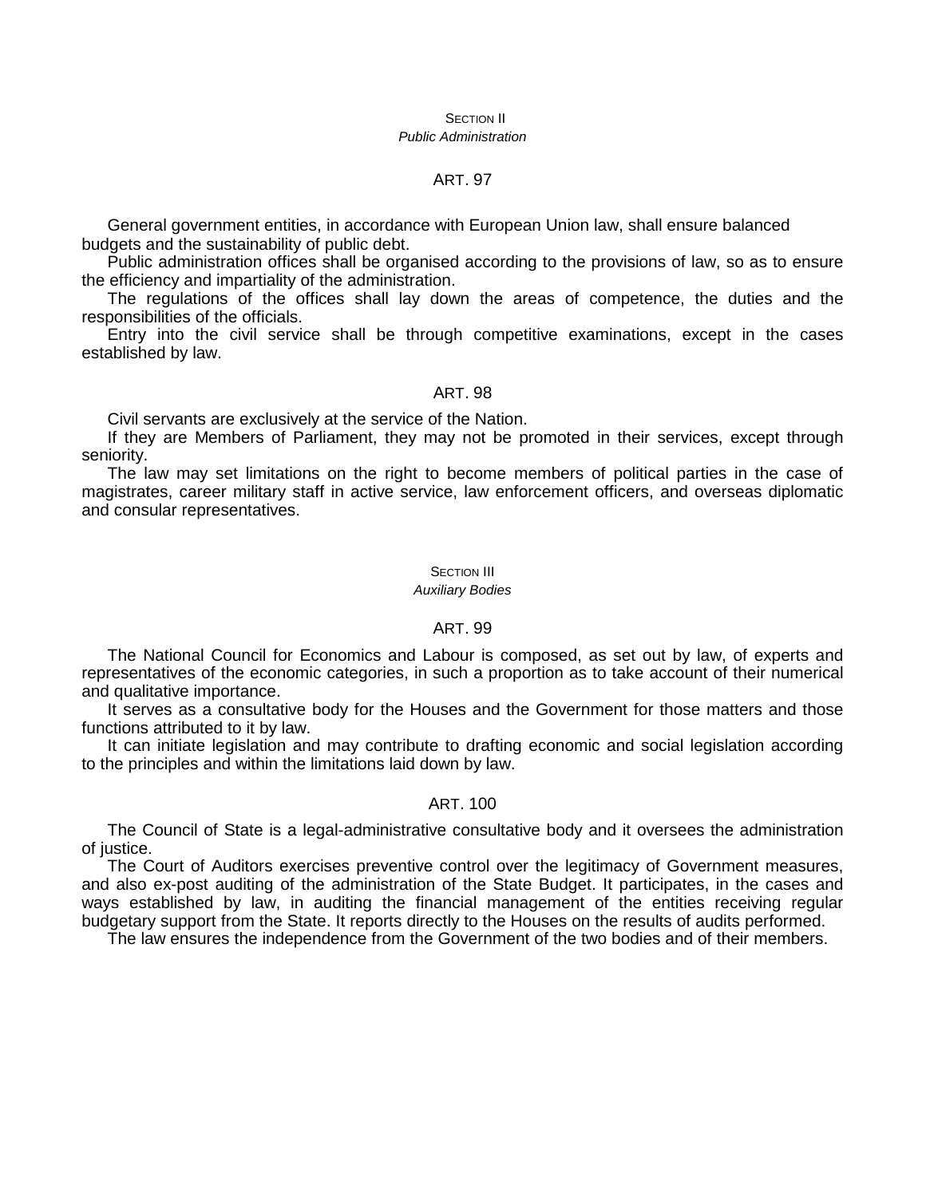## SECTION II
*Public Administration*

### ART. 97

General government entities, in accordance with European Union law, shall ensure balanced budgets and the sustainability of public debt.

Public administration offices shall be organised according to the provisions of law, so as to ensure the efficiency and impartiality of the administration.

The regulations of the offices shall lay down the areas of competence, the duties and the responsibilities of the officials.

Entry into the civil service shall be through competitive examinations, except in the cases established by law.

### ART. 98

Civil servants are exclusively at the service of the Nation.

If they are Members of Parliament, they may not be promoted in their services, except through seniority.

The law may set limitations on the right to become members of political parties in the case of magistrates, career military staff in active service, law enforcement officers, and overseas diplomatic and consular representatives.

## SECTION III
*Auxiliary Bodies*

### ART. 99

The National Council for Economics and Labour is composed, as set out by law, of experts and representatives of the economic categories, in such a proportion as to take account of their numerical and qualitative importance.

It serves as a consultative body for the Houses and the Government for those matters and those functions attributed to it by law.

It can initiate legislation and may contribute to drafting economic and social legislation according to the principles and within the limitations laid down by law.

### ART. 100

The Council of State is a legal-administrative consultative body and it oversees the administration of justice.

The Court of Auditors exercises preventive control over the legitimacy of Government measures, and also ex-post auditing of the administration of the State Budget. It participates, in the cases and ways established by law, in auditing the financial management of the entities receiving regular budgetary support from the State. It reports directly to the Houses on the results of audits performed.

The law ensures the independence from the Government of the two bodies and of their members.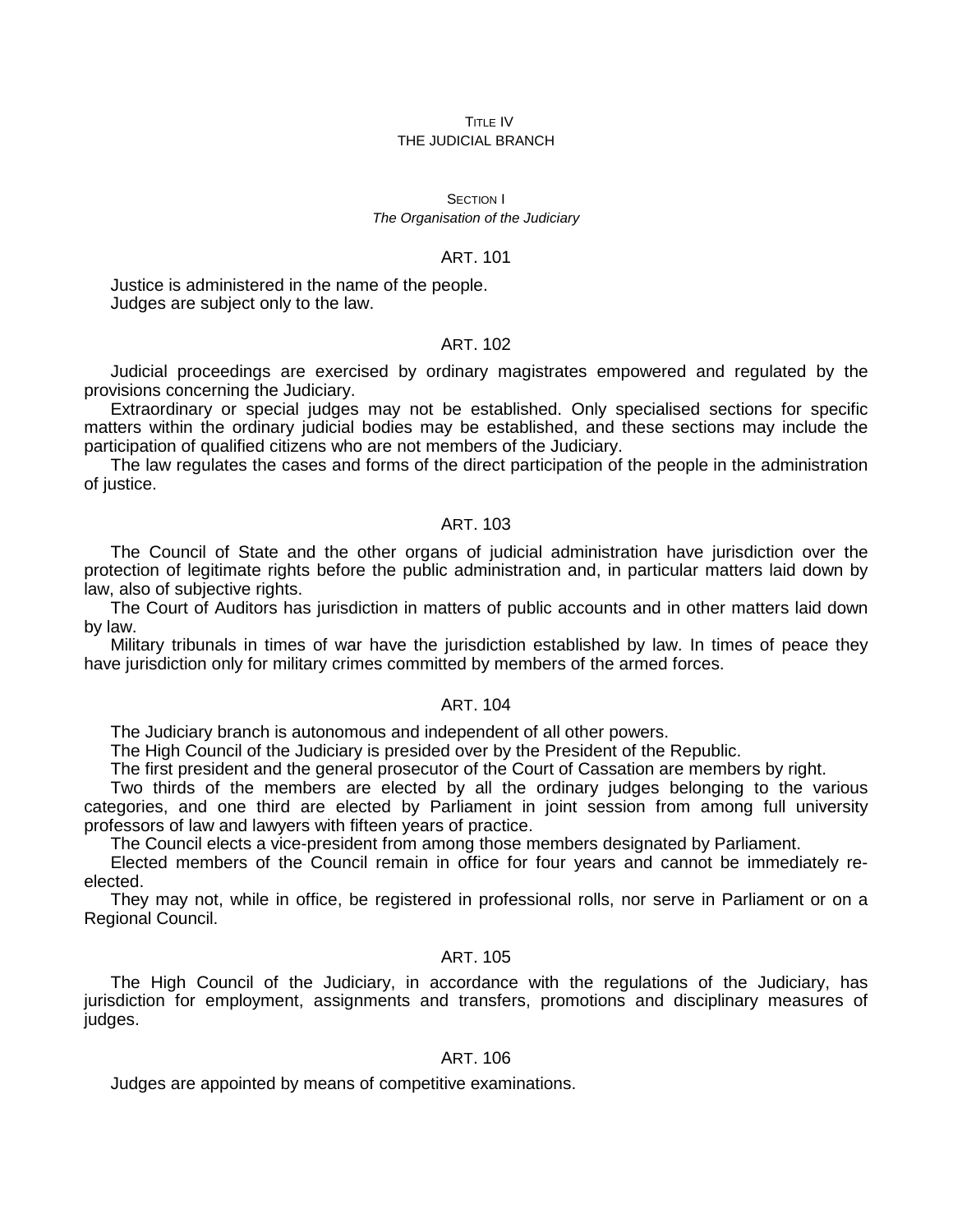# TITLE IV
# THE JUDICIAL BRANCH

## SECTION I
## *The Organisation of the Judiciary*

### ART. 101

Justice is administered in the name of the people.
Judges are subject only to the law.

### ART. 102

Judicial proceedings are exercised by ordinary magistrates empowered and regulated by the provisions concerning the Judiciary.

Extraordinary or special judges may not be established. Only specialised sections for specific matters within the ordinary judicial bodies may be established, and these sections may include the participation of qualified citizens who are not members of the Judiciary.

The law regulates the cases and forms of the direct participation of the people in the administration of justice.

### ART. 103

The Council of State and the other organs of judicial administration have jurisdiction over the protection of legitimate rights before the public administration and, in particular matters laid down by law, also of subjective rights.

The Court of Auditors has jurisdiction in matters of public accounts and in other matters laid down by law.

Military tribunals in times of war have the jurisdiction established by law. In times of peace they have jurisdiction only for military crimes committed by members of the armed forces.

### ART. 104

The Judiciary branch is autonomous and independent of all other powers.

The High Council of the Judiciary is presided over by the President of the Republic.

The first president and the general prosecutor of the Court of Cassation are members by right.

Two thirds of the members are elected by all the ordinary judges belonging to the various categories, and one third are elected by Parliament in joint session from among full university professors of law and lawyers with fifteen years of practice.

The Council elects a vice-president from among those members designated by Parliament.

Elected members of the Council remain in office for four years and cannot be immediately re-elected.

They may not, while in office, be registered in professional rolls, nor serve in Parliament or on a Regional Council.

### ART. 105

The High Council of the Judiciary, in accordance with the regulations of the Judiciary, has jurisdiction for employment, assignments and transfers, promotions and disciplinary measures of judges.

### ART. 106

Judges are appointed by means of competitive examinations.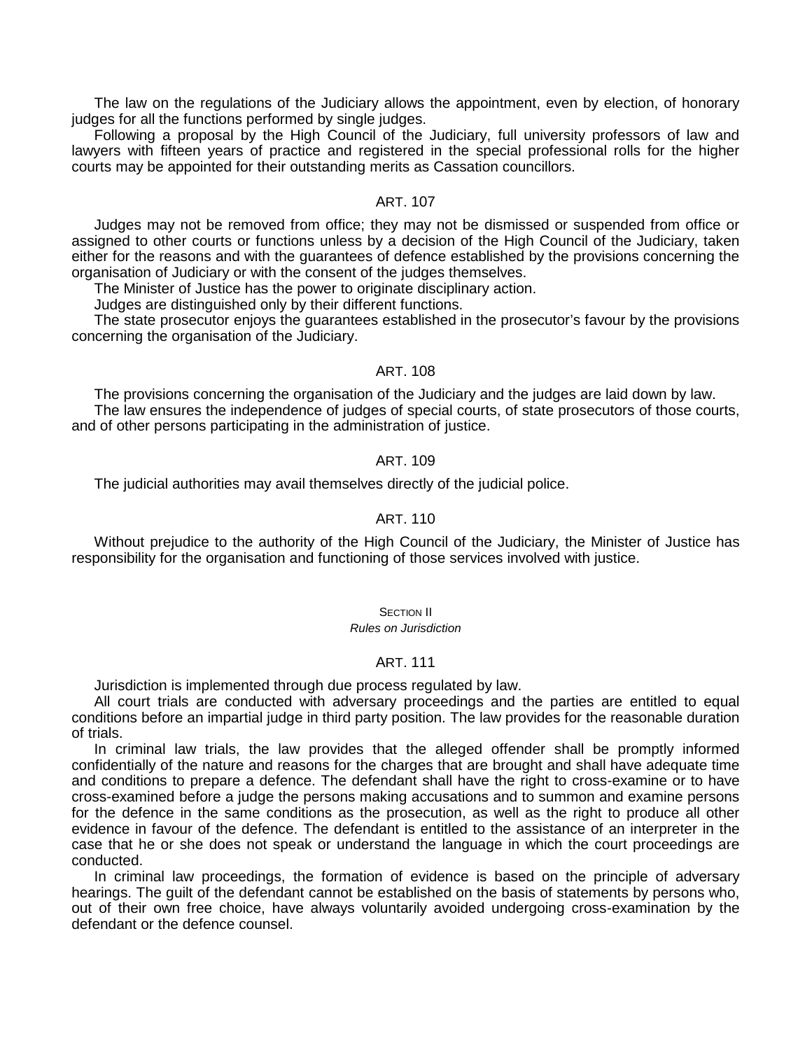The law on the regulations of the Judiciary allows the appointment, even by election, of honorary judges for all the functions performed by single judges.

Following a proposal by the High Council of the Judiciary, full university professors of law and lawyers with fifteen years of practice and registered in the special professional rolls for the higher courts may be appointed for their outstanding merits as Cassation councillors.

### ART. 107

Judges may not be removed from office; they may not be dismissed or suspended from office or assigned to other courts or functions unless by a decision of the High Council of the Judiciary, taken either for the reasons and with the guarantees of defence established by the provisions concerning the organisation of Judiciary or with the consent of the judges themselves.

The Minister of Justice has the power to originate disciplinary action.

Judges are distinguished only by their different functions.

The state prosecutor enjoys the guarantees established in the prosecutor's favour by the provisions concerning the organisation of the Judiciary.

### ART. 108

The provisions concerning the organisation of the Judiciary and the judges are laid down by law.

The law ensures the independence of judges of special courts, of state prosecutors of those courts, and of other persons participating in the administration of justice.

### ART. 109

The judicial authorities may avail themselves directly of the judicial police.

### ART. 110

Without prejudice to the authority of the High Council of the Judiciary, the Minister of Justice has responsibility for the organisation and functioning of those services involved with justice.

## SECTION II
*Rules on Jurisdiction*

### ART. 111

Jurisdiction is implemented through due process regulated by law.

All court trials are conducted with adversary proceedings and the parties are entitled to equal conditions before an impartial judge in third party position. The law provides for the reasonable duration of trials.

In criminal law trials, the law provides that the alleged offender shall be promptly informed confidentially of the nature and reasons for the charges that are brought and shall have adequate time and conditions to prepare a defence. The defendant shall have the right to cross-examine or to have cross-examined before a judge the persons making accusations and to summon and examine persons for the defence in the same conditions as the prosecution, as well as the right to produce all other evidence in favour of the defence. The defendant is entitled to the assistance of an interpreter in the case that he or she does not speak or understand the language in which the court proceedings are conducted.

In criminal law proceedings, the formation of evidence is based on the principle of adversary hearings. The guilt of the defendant cannot be established on the basis of statements by persons who, out of their own free choice, have always voluntarily avoided undergoing cross-examination by the defendant or the defence counsel.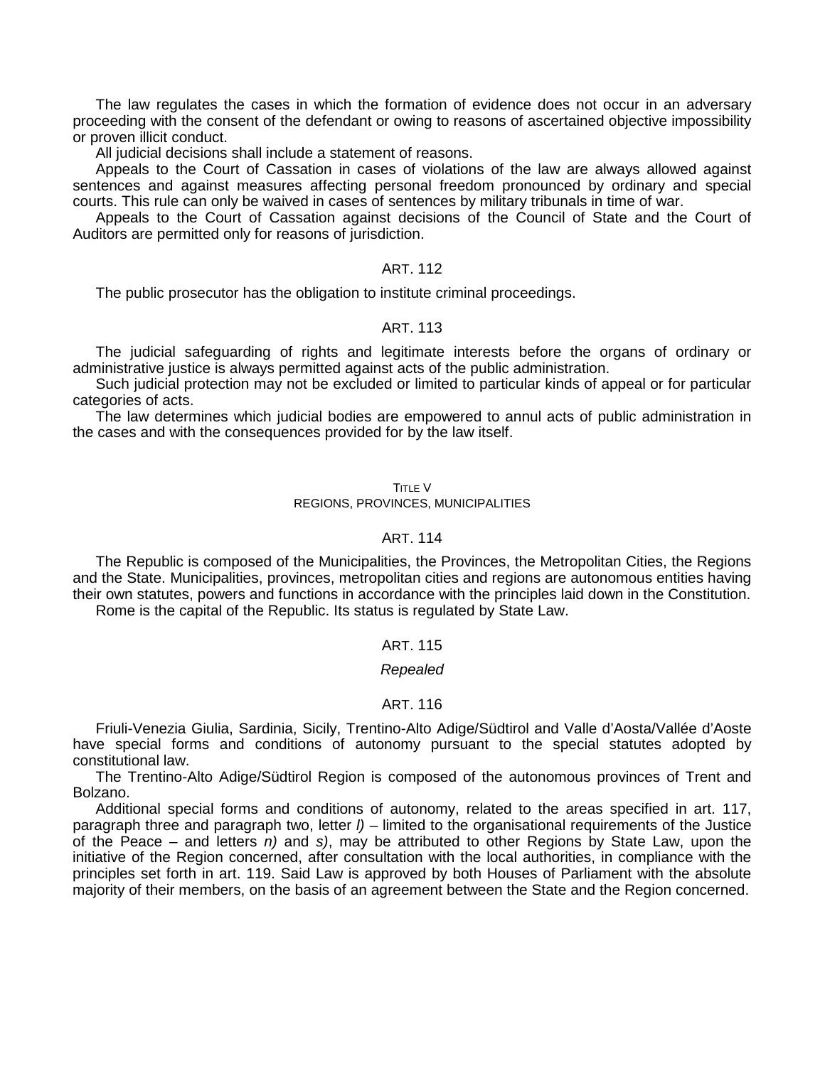The law regulates the cases in which the formation of evidence does not occur in an adversary proceeding with the consent of the defendant or owing to reasons of ascertained objective impossibility or proven illicit conduct.

All judicial decisions shall include a statement of reasons.

Appeals to the Court of Cassation in cases of violations of the law are always allowed against sentences and against measures affecting personal freedom pronounced by ordinary and special courts. This rule can only be waived in cases of sentences by military tribunals in time of war.

Appeals to the Court of Cassation against decisions of the Council of State and the Court of Auditors are permitted only for reasons of jurisdiction.

### ART. 112

The public prosecutor has the obligation to institute criminal proceedings.

### ART. 113

The judicial safeguarding of rights and legitimate interests before the organs of ordinary or administrative justice is always permitted against acts of the public administration.

Such judicial protection may not be excluded or limited to particular kinds of appeal or for particular categories of acts.

The law determines which judicial bodies are empowered to annul acts of public administration in the cases and with the consequences provided for by the law itself.

## TITLE V
## REGIONS, PROVINCES, MUNICIPALITIES

### ART. 114

The Republic is composed of the Municipalities, the Provinces, the Metropolitan Cities, the Regions and the State. Municipalities, provinces, metropolitan cities and regions are autonomous entities having their own statutes, powers and functions in accordance with the principles laid down in the Constitution.

Rome is the capital of the Republic. Its status is regulated by State Law.

### ART. 115

*Repealed*

### ART. 116

Friuli-Venezia Giulia, Sardinia, Sicily, Trentino-Alto Adige/Südtirol and Valle d'Aosta/Vallée d'Aoste have special forms and conditions of autonomy pursuant to the special statutes adopted by constitutional law.

The Trentino-Alto Adige/Südtirol Region is composed of the autonomous provinces of Trent and Bolzano.

Additional special forms and conditions of autonomy, related to the areas specified in art. 117, paragraph three and paragraph two, letter *l)* – limited to the organisational requirements of the Justice of the Peace – and letters *n)* and *s)*, may be attributed to other Regions by State Law, upon the initiative of the Region concerned, after consultation with the local authorities, in compliance with the principles set forth in art. 119. Said Law is approved by both Houses of Parliament with the absolute majority of their members, on the basis of an agreement between the State and the Region concerned.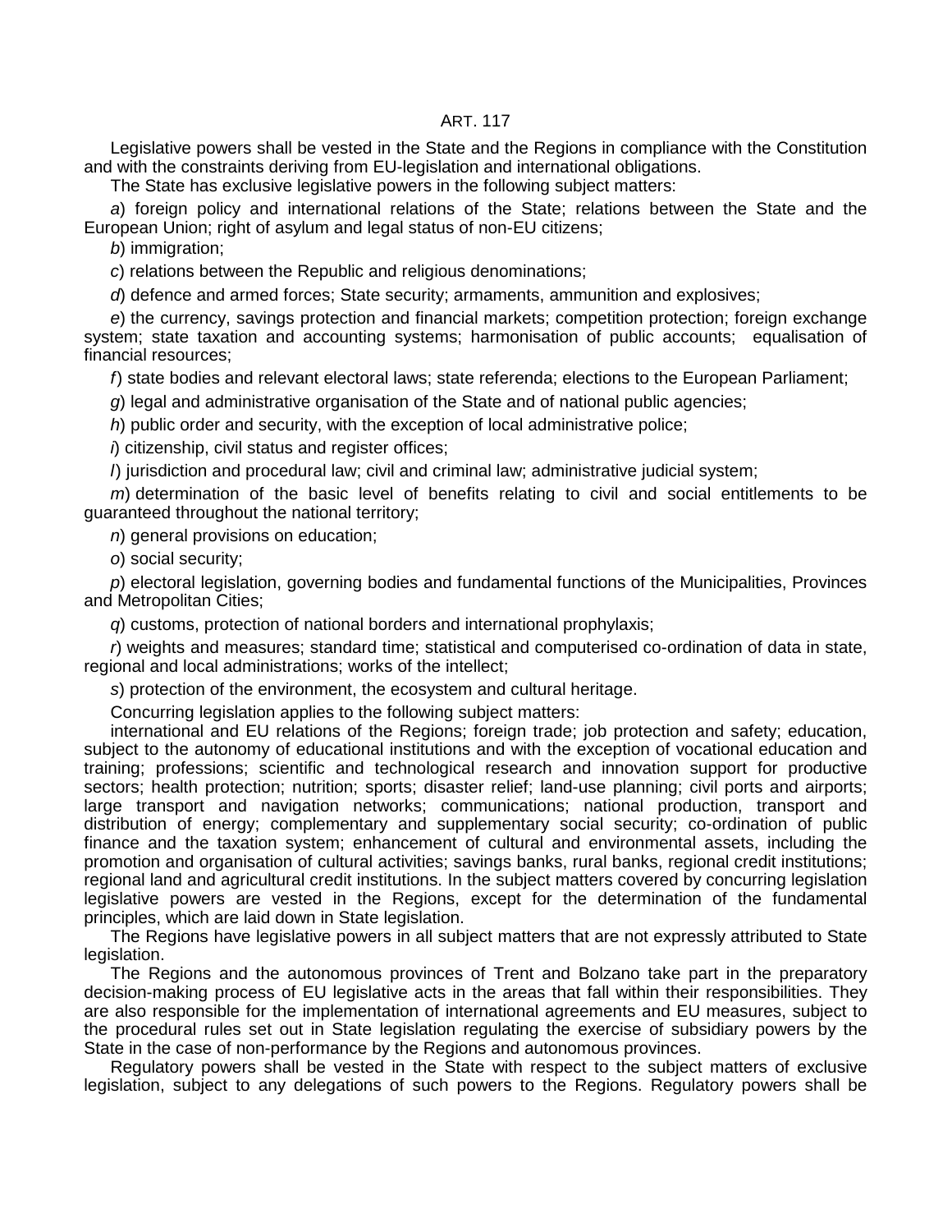ART. 117

Legislative powers shall be vested in the State and the Regions in compliance with the Constitution and with the constraints deriving from EU-legislation and international obligations.

The State has exclusive legislative powers in the following subject matters:

*a*) foreign policy and international relations of the State; relations between the State and the European Union; right of asylum and legal status of non-EU citizens;

*b*) immigration;

*c*) relations between the Republic and religious denominations;

*d*) defence and armed forces; State security; armaments, ammunition and explosives;

*e*) the currency, savings protection and financial markets; competition protection; foreign exchange system; state taxation and accounting systems; harmonisation of public accounts; equalisation of financial resources;

*f*) state bodies and relevant electoral laws; state referenda; elections to the European Parliament;

*g*) legal and administrative organisation of the State and of national public agencies;

*h*) public order and security, with the exception of local administrative police;

*i*) citizenship, civil status and register offices;

*l*) jurisdiction and procedural law; civil and criminal law; administrative judicial system;

*m*) determination of the basic level of benefits relating to civil and social entitlements to be guaranteed throughout the national territory;

*n*) general provisions on education;

*o*) social security;

*p*) electoral legislation, governing bodies and fundamental functions of the Municipalities, Provinces and Metropolitan Cities;

*q*) customs, protection of national borders and international prophylaxis;

*r*) weights and measures; standard time; statistical and computerised co-ordination of data in state, regional and local administrations; works of the intellect;

*s*) protection of the environment, the ecosystem and cultural heritage.

Concurring legislation applies to the following subject matters:

international and EU relations of the Regions; foreign trade; job protection and safety; education, subject to the autonomy of educational institutions and with the exception of vocational education and training; professions; scientific and technological research and innovation support for productive sectors; health protection; nutrition; sports; disaster relief; land-use planning; civil ports and airports; large transport and navigation networks; communications; national production, transport and distribution of energy; complementary and supplementary social security; co-ordination of public finance and the taxation system; enhancement of cultural and environmental assets, including the promotion and organisation of cultural activities; savings banks, rural banks, regional credit institutions; regional land and agricultural credit institutions. In the subject matters covered by concurring legislation legislative powers are vested in the Regions, except for the determination of the fundamental principles, which are laid down in State legislation.

The Regions have legislative powers in all subject matters that are not expressly attributed to State legislation.

The Regions and the autonomous provinces of Trent and Bolzano take part in the preparatory decision-making process of EU legislative acts in the areas that fall within their responsibilities. They are also responsible for the implementation of international agreements and EU measures, subject to the procedural rules set out in State legislation regulating the exercise of subsidiary powers by the State in the case of non-performance by the Regions and autonomous provinces.

Regulatory powers shall be vested in the State with respect to the subject matters of exclusive legislation, subject to any delegations of such powers to the Regions. Regulatory powers shall be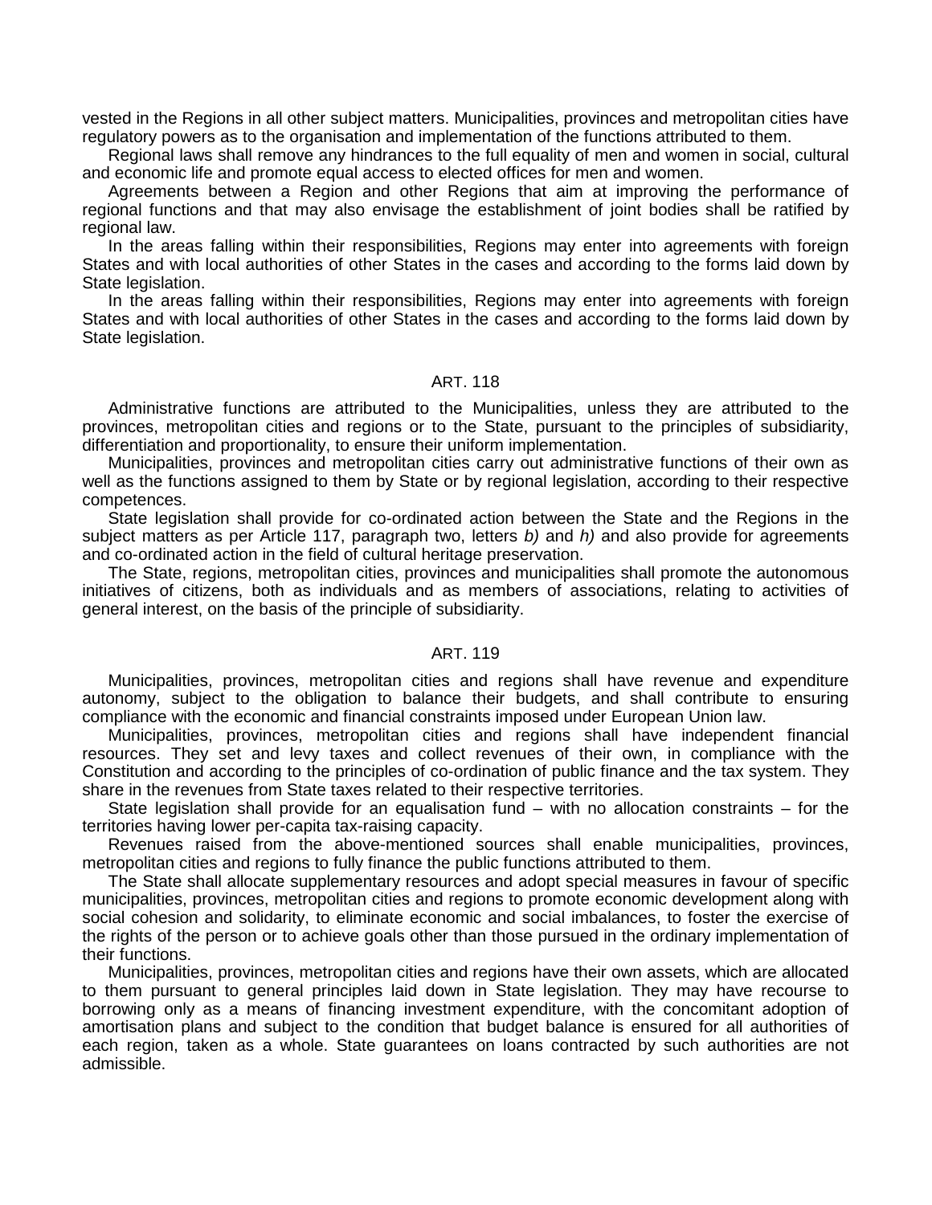vested in the Regions in all other subject matters. Municipalities, provinces and metropolitan cities have regulatory powers as to the organisation and implementation of the functions attributed to them.

Regional laws shall remove any hindrances to the full equality of men and women in social, cultural and economic life and promote equal access to elected offices for men and women.

Agreements between a Region and other Regions that aim at improving the performance of regional functions and that may also envisage the establishment of joint bodies shall be ratified by regional law.

In the areas falling within their responsibilities, Regions may enter into agreements with foreign States and with local authorities of other States in the cases and according to the forms laid down by State legislation.

In the areas falling within their responsibilities, Regions may enter into agreements with foreign States and with local authorities of other States in the cases and according to the forms laid down by State legislation.

## ART. 118

Administrative functions are attributed to the Municipalities, unless they are attributed to the provinces, metropolitan cities and regions or to the State, pursuant to the principles of subsidiarity, differentiation and proportionality, to ensure their uniform implementation.

Municipalities, provinces and metropolitan cities carry out administrative functions of their own as well as the functions assigned to them by State or by regional legislation, according to their respective competences.

State legislation shall provide for co-ordinated action between the State and the Regions in the subject matters as per Article 117, paragraph two, letters *b)* and *h)* and also provide for agreements and co-ordinated action in the field of cultural heritage preservation.

The State, regions, metropolitan cities, provinces and municipalities shall promote the autonomous initiatives of citizens, both as individuals and as members of associations, relating to activities of general interest, on the basis of the principle of subsidiarity.

## ART. 119

Municipalities, provinces, metropolitan cities and regions shall have revenue and expenditure autonomy, subject to the obligation to balance their budgets, and shall contribute to ensuring compliance with the economic and financial constraints imposed under European Union law.

Municipalities, provinces, metropolitan cities and regions shall have independent financial resources. They set and levy taxes and collect revenues of their own, in compliance with the Constitution and according to the principles of co-ordination of public finance and the tax system. They share in the revenues from State taxes related to their respective territories.

State legislation shall provide for an equalisation fund – with no allocation constraints – for the territories having lower per-capita tax-raising capacity.

Revenues raised from the above-mentioned sources shall enable municipalities, provinces, metropolitan cities and regions to fully finance the public functions attributed to them.

The State shall allocate supplementary resources and adopt special measures in favour of specific municipalities, provinces, metropolitan cities and regions to promote economic development along with social cohesion and solidarity, to eliminate economic and social imbalances, to foster the exercise of the rights of the person or to achieve goals other than those pursued in the ordinary implementation of their functions.

Municipalities, provinces, metropolitan cities and regions have their own assets, which are allocated to them pursuant to general principles laid down in State legislation. They may have recourse to borrowing only as a means of financing investment expenditure, with the concomitant adoption of amortisation plans and subject to the condition that budget balance is ensured for all authorities of each region, taken as a whole. State guarantees on loans contracted by such authorities are not admissible.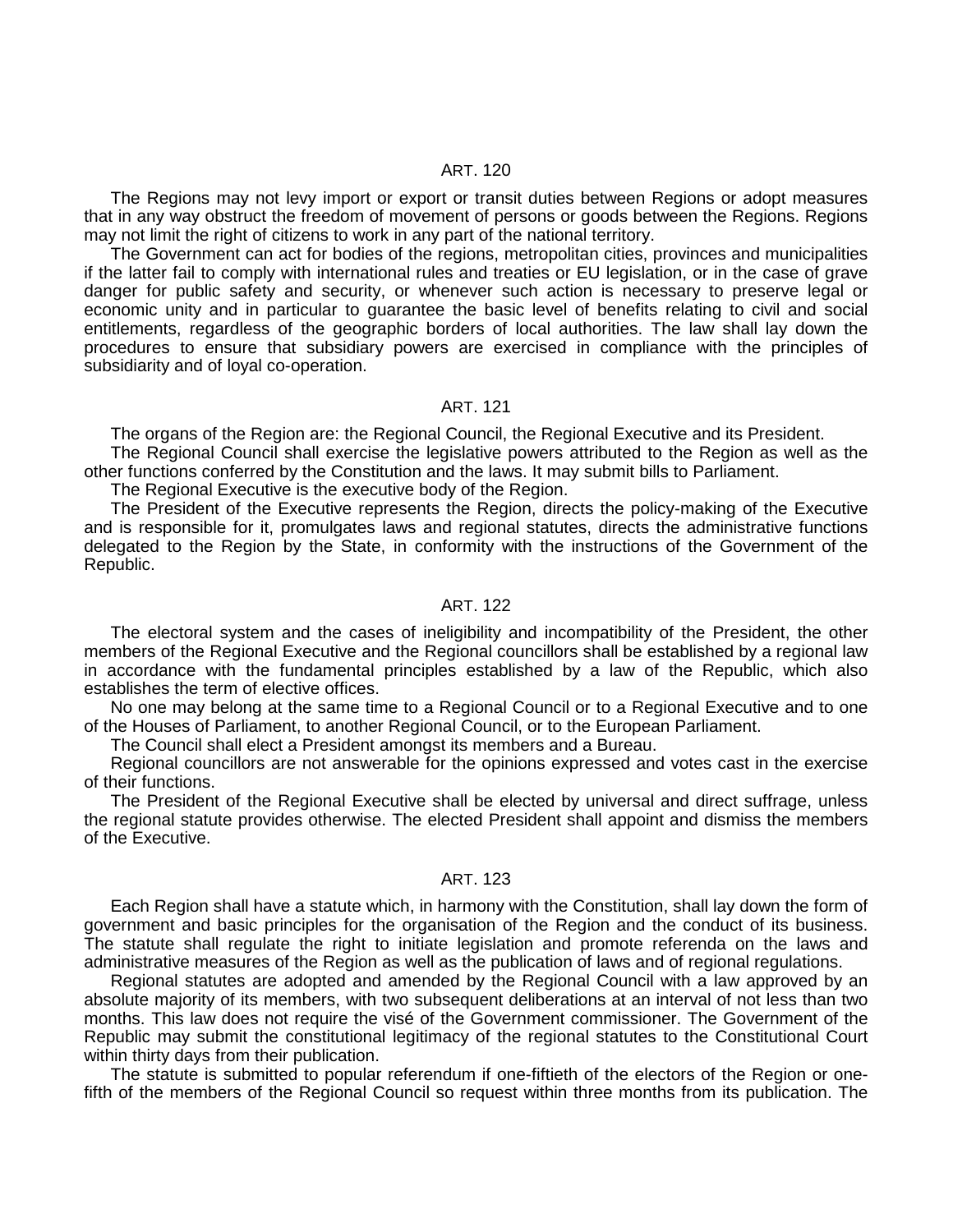### ART. 120

The Regions may not levy import or export or transit duties between Regions or adopt measures that in any way obstruct the freedom of movement of persons or goods between the Regions. Regions may not limit the right of citizens to work in any part of the national territory.

The Government can act for bodies of the regions, metropolitan cities, provinces and municipalities if the latter fail to comply with international rules and treaties or EU legislation, or in the case of grave danger for public safety and security, or whenever such action is necessary to preserve legal or economic unity and in particular to guarantee the basic level of benefits relating to civil and social entitlements, regardless of the geographic borders of local authorities. The law shall lay down the procedures to ensure that subsidiary powers are exercised in compliance with the principles of subsidiarity and of loyal co-operation.

### ART. 121

The organs of the Region are: the Regional Council, the Regional Executive and its President.

The Regional Council shall exercise the legislative powers attributed to the Region as well as the other functions conferred by the Constitution and the laws. It may submit bills to Parliament.

The Regional Executive is the executive body of the Region.

The President of the Executive represents the Region, directs the policy-making of the Executive and is responsible for it, promulgates laws and regional statutes, directs the administrative functions delegated to the Region by the State, in conformity with the instructions of the Government of the Republic.

### ART. 122

The electoral system and the cases of ineligibility and incompatibility of the President, the other members of the Regional Executive and the Regional councillors shall be established by a regional law in accordance with the fundamental principles established by a law of the Republic, which also establishes the term of elective offices.

No one may belong at the same time to a Regional Council or to a Regional Executive and to one of the Houses of Parliament, to another Regional Council, or to the European Parliament.

The Council shall elect a President amongst its members and a Bureau.

Regional councillors are not answerable for the opinions expressed and votes cast in the exercise of their functions.

The President of the Regional Executive shall be elected by universal and direct suffrage, unless the regional statute provides otherwise. The elected President shall appoint and dismiss the members of the Executive.

### ART. 123

Each Region shall have a statute which, in harmony with the Constitution, shall lay down the form of government and basic principles for the organisation of the Region and the conduct of its business. The statute shall regulate the right to initiate legislation and promote referenda on the laws and administrative measures of the Region as well as the publication of laws and of regional regulations.

Regional statutes are adopted and amended by the Regional Council with a law approved by an absolute majority of its members, with two subsequent deliberations at an interval of not less than two months. This law does not require the visé of the Government commissioner. The Government of the Republic may submit the constitutional legitimacy of the regional statutes to the Constitutional Court within thirty days from their publication.

The statute is submitted to popular referendum if one-fiftieth of the electors of the Region or one-fifth of the members of the Regional Council so request within three months from its publication. The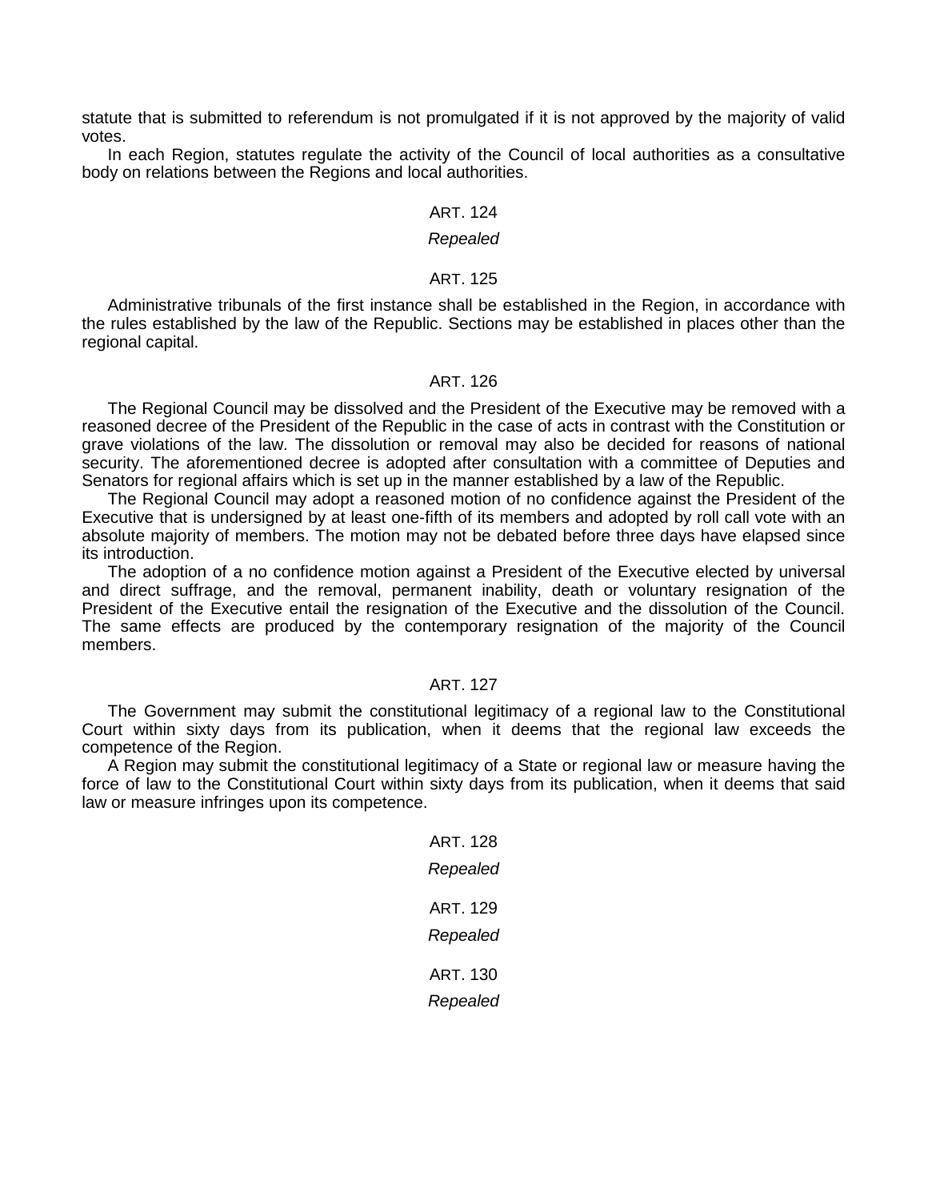statute that is submitted to referendum is not promulgated if it is not approved by the majority of valid votes.

In each Region, statutes regulate the activity of the Council of local authorities as a consultative body on relations between the Regions and local authorities.

ART. 124

*Repealed*

ART. 125

Administrative tribunals of the first instance shall be established in the Region, in accordance with the rules established by the law of the Republic. Sections may be established in places other than the regional capital.

ART. 126

The Regional Council may be dissolved and the President of the Executive may be removed with a reasoned decree of the President of the Republic in the case of acts in contrast with the Constitution or grave violations of the law. The dissolution or removal may also be decided for reasons of national security. The aforementioned decree is adopted after consultation with a committee of Deputies and Senators for regional affairs which is set up in the manner established by a law of the Republic.

The Regional Council may adopt a reasoned motion of no confidence against the President of the Executive that is undersigned by at least one-fifth of its members and adopted by roll call vote with an absolute majority of members. The motion may not be debated before three days have elapsed since its introduction.

The adoption of a no confidence motion against a President of the Executive elected by universal and direct suffrage, and the removal, permanent inability, death or voluntary resignation of the President of the Executive entail the resignation of the Executive and the dissolution of the Council. The same effects are produced by the contemporary resignation of the majority of the Council members.

ART. 127

The Government may submit the constitutional legitimacy of a regional law to the Constitutional Court within sixty days from its publication, when it deems that the regional law exceeds the competence of the Region.

A Region may submit the constitutional legitimacy of a State or regional law or measure having the force of law to the Constitutional Court within sixty days from its publication, when it deems that said law or measure infringes upon its competence.

ART. 128

*Repealed*

ART. 129

*Repealed*

ART. 130

*Repealed*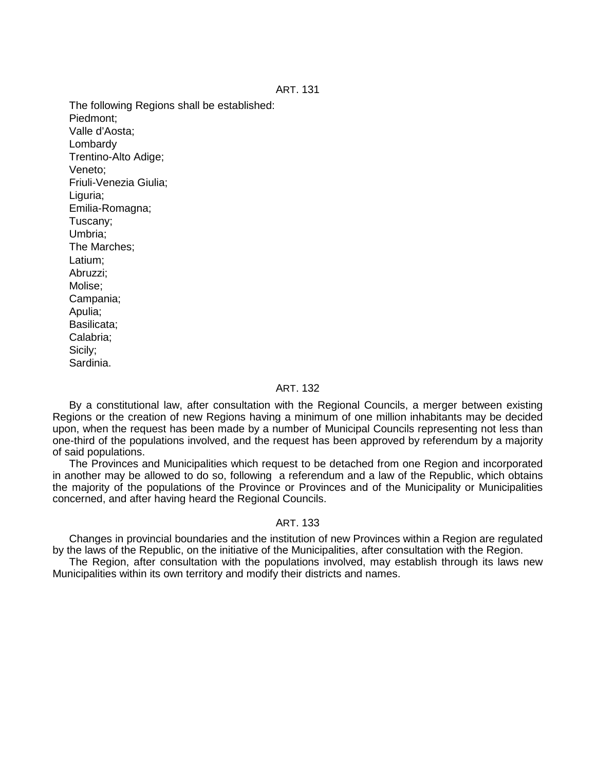### ART. 131

The following Regions shall be established:
Piedmont;
Valle d'Aosta;
Lombardy
Trentino-Alto Adige;
Veneto;
Friuli-Venezia Giulia;
Liguria;
Emilia-Romagna;
Tuscany;
Umbria;
The Marches;
Latium;
Abruzzi;
Molise;
Campania;
Apulia;
Basilicata;
Calabria;
Sicily;
Sardinia.

### ART. 132

By a constitutional law, after consultation with the Regional Councils, a merger between existing Regions or the creation of new Regions having a minimum of one million inhabitants may be decided upon, when the request has been made by a number of Municipal Councils representing not less than one-third of the populations involved, and the request has been approved by referendum by a majority of said populations.

The Provinces and Municipalities which request to be detached from one Region and incorporated in another may be allowed to do so, following a referendum and a law of the Republic, which obtains the majority of the populations of the Province or Provinces and of the Municipality or Municipalities concerned, and after having heard the Regional Councils.

### ART. 133

Changes in provincial boundaries and the institution of new Provinces within a Region are regulated by the laws of the Republic, on the initiative of the Municipalities, after consultation with the Region.

The Region, after consultation with the populations involved, may establish through its laws new Municipalities within its own territory and modify their districts and names.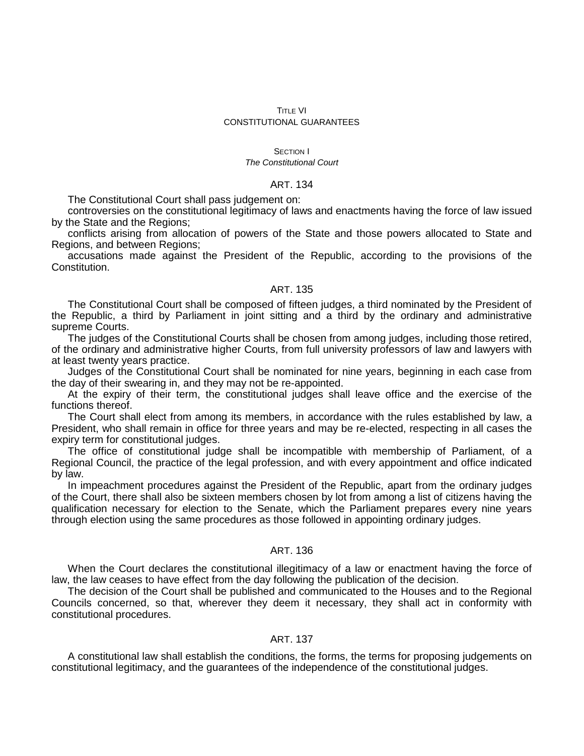# TITLE VI
# CONSTITUTIONAL GUARANTEES

## SECTION I
### *The Constitutional Court*

#### ART. 134

The Constitutional Court shall pass judgement on:

controversies on the constitutional legitimacy of laws and enactments having the force of law issued by the State and the Regions;

conflicts arising from allocation of powers of the State and those powers allocated to State and Regions, and between Regions;

accusations made against the President of the Republic, according to the provisions of the Constitution.

#### ART. 135

The Constitutional Court shall be composed of fifteen judges, a third nominated by the President of the Republic, a third by Parliament in joint sitting and a third by the ordinary and administrative supreme Courts.

The judges of the Constitutional Courts shall be chosen from among judges, including those retired, of the ordinary and administrative higher Courts, from full university professors of law and lawyers with at least twenty years practice.

Judges of the Constitutional Court shall be nominated for nine years, beginning in each case from the day of their swearing in, and they may not be re-appointed.

At the expiry of their term, the constitutional judges shall leave office and the exercise of the functions thereof.

The Court shall elect from among its members, in accordance with the rules established by law, a President, who shall remain in office for three years and may be re-elected, respecting in all cases the expiry term for constitutional judges.

The office of constitutional judge shall be incompatible with membership of Parliament, of a Regional Council, the practice of the legal profession, and with every appointment and office indicated by law.

In impeachment procedures against the President of the Republic, apart from the ordinary judges of the Court, there shall also be sixteen members chosen by lot from among a list of citizens having the qualification necessary for election to the Senate, which the Parliament prepares every nine years through election using the same procedures as those followed in appointing ordinary judges.

#### ART. 136

When the Court declares the constitutional illegitimacy of a law or enactment having the force of law, the law ceases to have effect from the day following the publication of the decision.

The decision of the Court shall be published and communicated to the Houses and to the Regional Councils concerned, so that, wherever they deem it necessary, they shall act in conformity with constitutional procedures.

#### ART. 137

A constitutional law shall establish the conditions, the forms, the terms for proposing judgements on constitutional legitimacy, and the guarantees of the independence of the constitutional judges.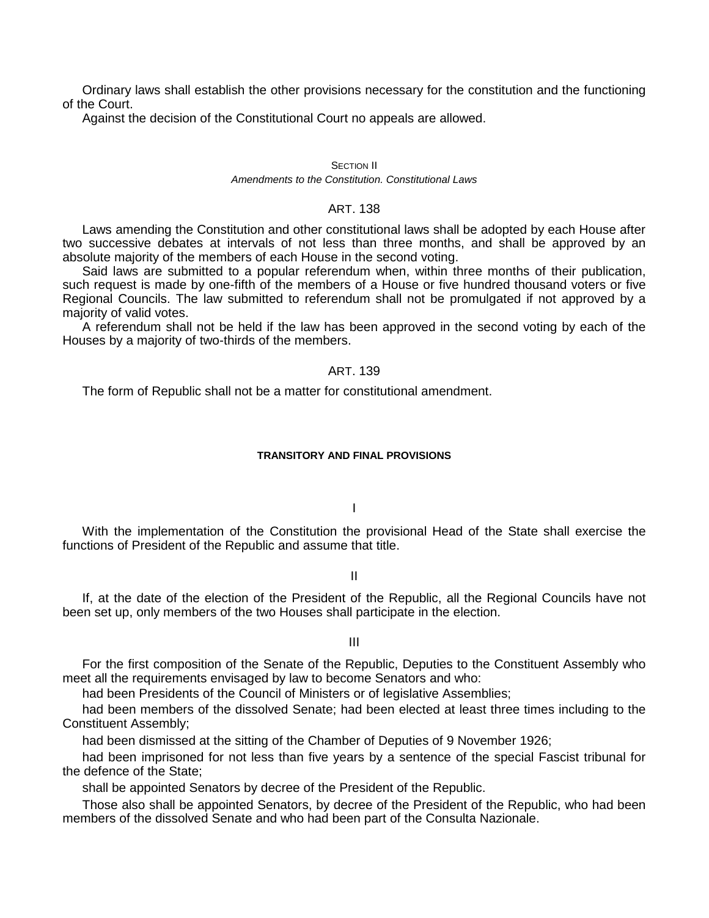Ordinary laws shall establish the other provisions necessary for the constitution and the functioning of the Court.

Against the decision of the Constitutional Court no appeals are allowed.

### SECTION II
*Amendments to the Constitution. Constitutional Laws*

#### ART. 138

Laws amending the Constitution and other constitutional laws shall be adopted by each House after two successive debates at intervals of not less than three months, and shall be approved by an absolute majority of the members of each House in the second voting.

Said laws are submitted to a popular referendum when, within three months of their publication, such request is made by one-fifth of the members of a House or five hundred thousand voters or five Regional Councils. The law submitted to referendum shall not be promulgated if not approved by a majority of valid votes.

A referendum shall not be held if the law has been approved in the second voting by each of the Houses by a majority of two-thirds of the members.

#### ART. 139

The form of Republic shall not be a matter for constitutional amendment.

## TRANSITORY AND FINAL PROVISIONS

#### I

With the implementation of the Constitution the provisional Head of the State shall exercise the functions of President of the Republic and assume that title.

#### II

If, at the date of the election of the President of the Republic, all the Regional Councils have not been set up, only members of the two Houses shall participate in the election.

#### III

For the first composition of the Senate of the Republic, Deputies to the Constituent Assembly who meet all the requirements envisaged by law to become Senators and who:

had been Presidents of the Council of Ministers or of legislative Assemblies;

had been members of the dissolved Senate; had been elected at least three times including to the Constituent Assembly;

had been dismissed at the sitting of the Chamber of Deputies of 9 November 1926;

had been imprisoned for not less than five years by a sentence of the special Fascist tribunal for the defence of the State;

shall be appointed Senators by decree of the President of the Republic.

Those also shall be appointed Senators, by decree of the President of the Republic, who had been members of the dissolved Senate and who had been part of the Consulta Nazionale.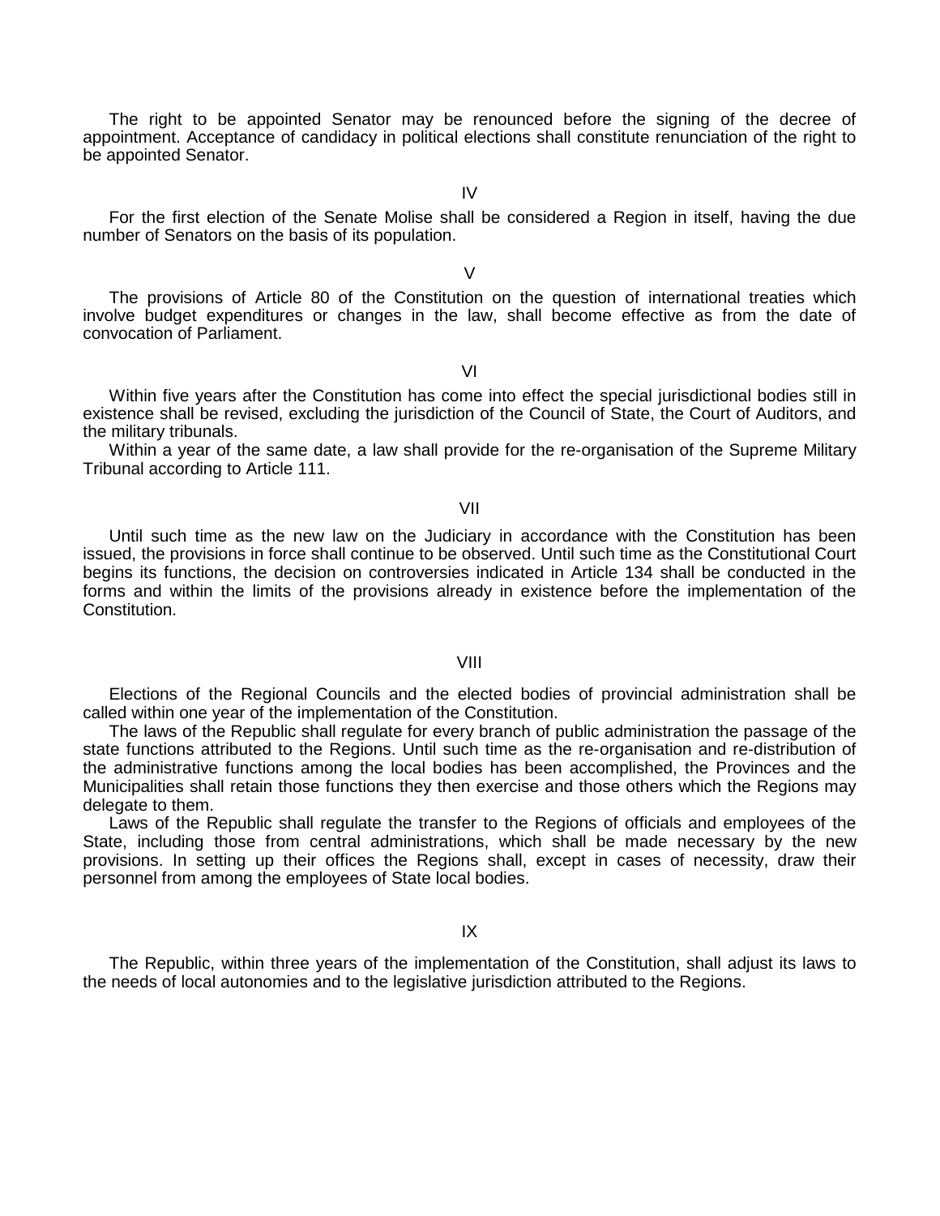The right to be appointed Senator may be renounced before the signing of the decree of appointment. Acceptance of candidacy in political elections shall constitute renunciation of the right to be appointed Senator.

IV

For the first election of the Senate Molise shall be considered a Region in itself, having the due number of Senators on the basis of its population.

V

The provisions of Article 80 of the Constitution on the question of international treaties which involve budget expenditures or changes in the law, shall become effective as from the date of convocation of Parliament.

VI

Within five years after the Constitution has come into effect the special jurisdictional bodies still in existence shall be revised, excluding the jurisdiction of the Council of State, the Court of Auditors, and the military tribunals.

Within a year of the same date, a law shall provide for the re-organisation of the Supreme Military Tribunal according to Article 111.

VII

Until such time as the new law on the Judiciary in accordance with the Constitution has been issued, the provisions in force shall continue to be observed. Until such time as the Constitutional Court begins its functions, the decision on controversies indicated in Article 134 shall be conducted in the forms and within the limits of the provisions already in existence before the implementation of the Constitution.

VIII

Elections of the Regional Councils and the elected bodies of provincial administration shall be called within one year of the implementation of the Constitution.

The laws of the Republic shall regulate for every branch of public administration the passage of the state functions attributed to the Regions. Until such time as the re-organisation and re-distribution of the administrative functions among the local bodies has been accomplished, the Provinces and the Municipalities shall retain those functions they then exercise and those others which the Regions may delegate to them.

Laws of the Republic shall regulate the transfer to the Regions of officials and employees of the State, including those from central administrations, which shall be made necessary by the new provisions. In setting up their offices the Regions shall, except in cases of necessity, draw their personnel from among the employees of State local bodies.

IX

The Republic, within three years of the implementation of the Constitution, shall adjust its laws to the needs of local autonomies and to the legislative jurisdiction attributed to the Regions.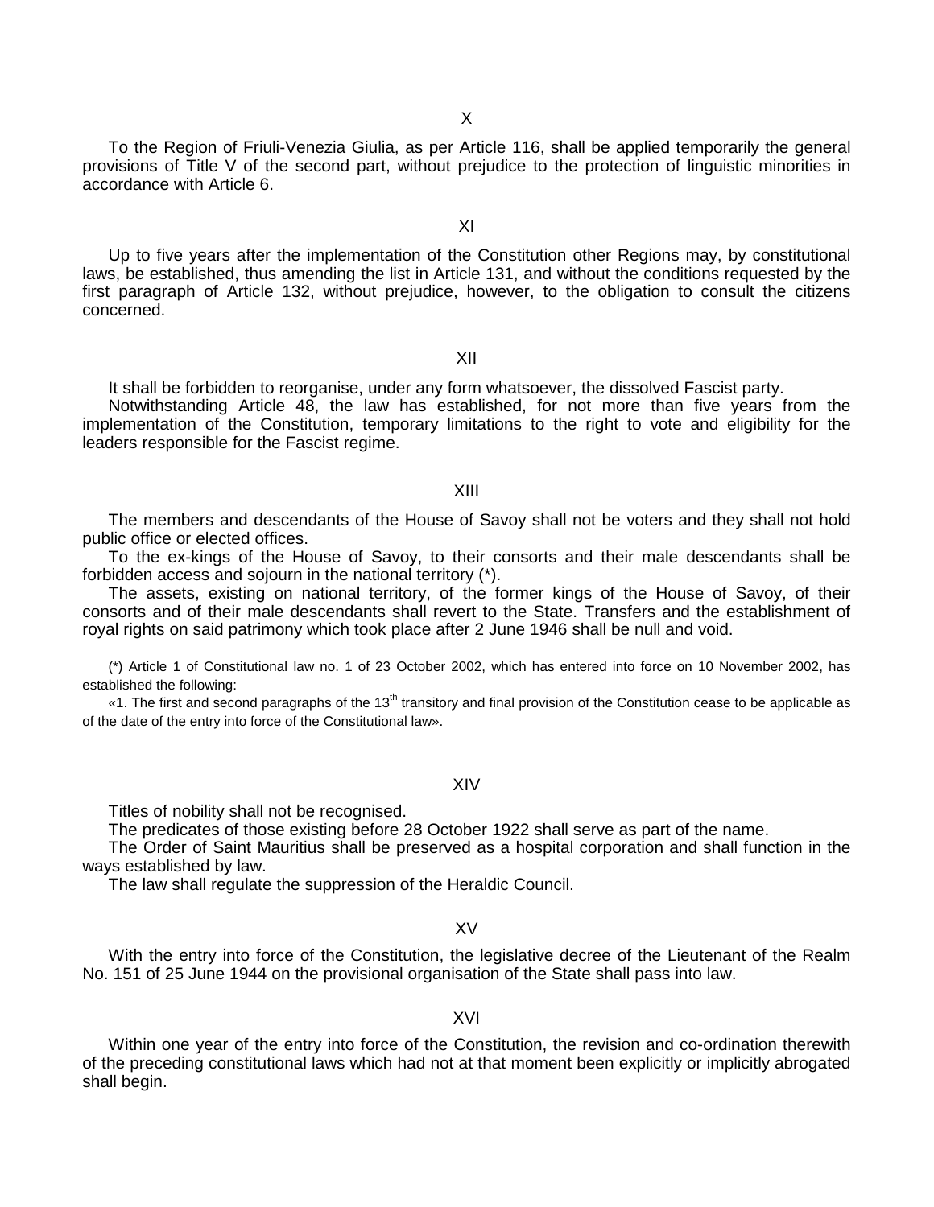## X

To the Region of Friuli-Venezia Giulia, as per Article 116, shall be applied temporarily the general provisions of Title V of the second part, without prejudice to the protection of linguistic minorities in accordance with Article 6.

## XI

Up to five years after the implementation of the Constitution other Regions may, by constitutional laws, be established, thus amending the list in Article 131, and without the conditions requested by the first paragraph of Article 132, without prejudice, however, to the obligation to consult the citizens concerned.

## XII

It shall be forbidden to reorganise, under any form whatsoever, the dissolved Fascist party.

Notwithstanding Article 48, the law has established, for not more than five years from the implementation of the Constitution, temporary limitations to the right to vote and eligibility for the leaders responsible for the Fascist regime.

## XIII

The members and descendants of the House of Savoy shall not be voters and they shall not hold public office or elected offices.

To the ex-kings of the House of Savoy, to their consorts and their male descendants shall be forbidden access and sojourn in the national territory (*).

The assets, existing on national territory, of the former kings of the House of Savoy, of their consorts and of their male descendants shall revert to the State. Transfers and the establishment of royal rights on said patrimony which took place after 2 June 1946 shall be null and void.

(*) Article 1 of Constitutional law no. 1 of 23 October 2002, which has entered into force on 10 November 2002, has established the following:

«1. The first and second paragraphs of the 13th transitory and final provision of the Constitution cease to be applicable as of the date of the entry into force of the Constitutional law».

## XIV

Titles of nobility shall not be recognised.

The predicates of those existing before 28 October 1922 shall serve as part of the name.

The Order of Saint Mauritius shall be preserved as a hospital corporation and shall function in the ways established by law.

The law shall regulate the suppression of the Heraldic Council.

## XV

With the entry into force of the Constitution, the legislative decree of the Lieutenant of the Realm No. 151 of 25 June 1944 on the provisional organisation of the State shall pass into law.

## XVI

Within one year of the entry into force of the Constitution, the revision and co-ordination therewith of the preceding constitutional laws which had not at that moment been explicitly or implicitly abrogated shall begin.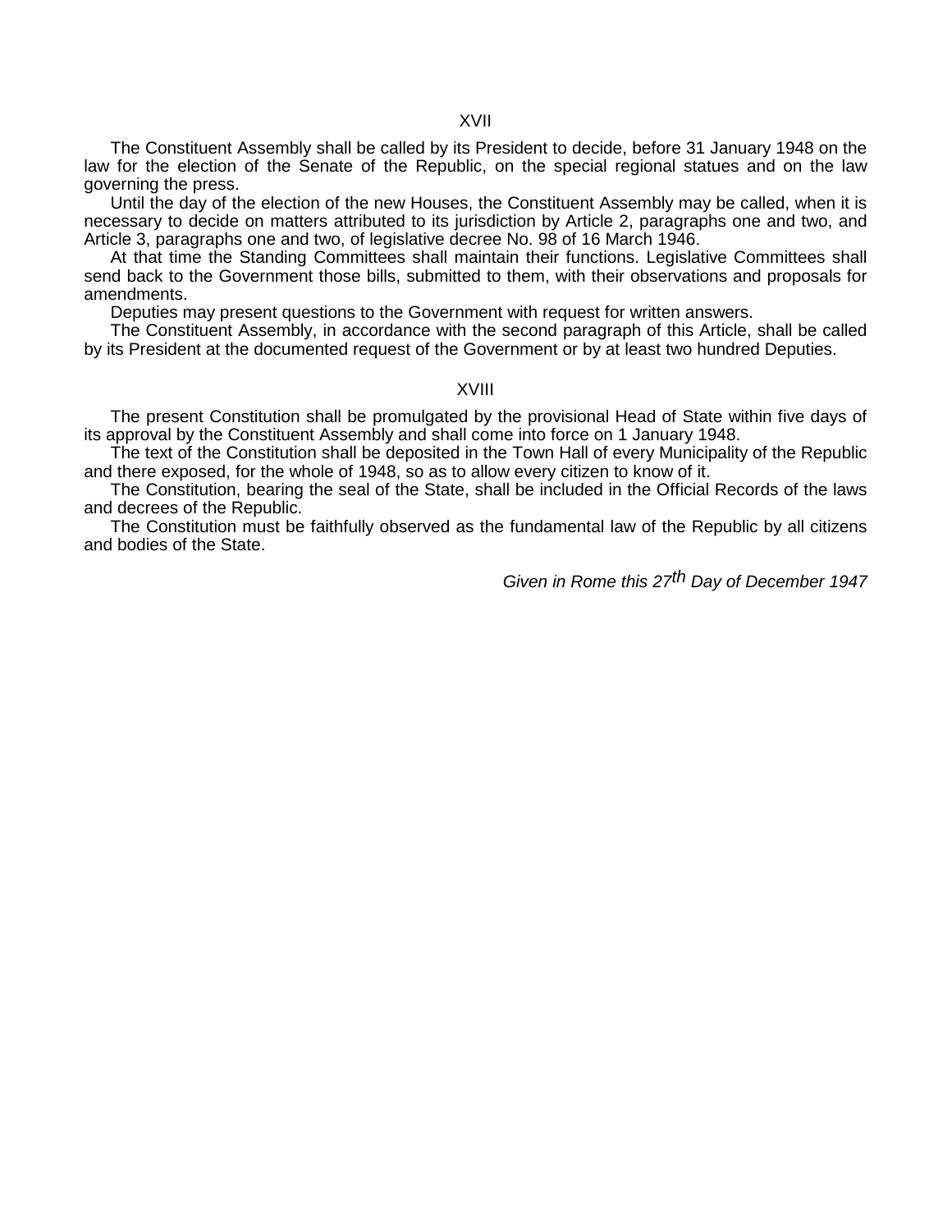### XVII

The Constituent Assembly shall be called by its President to decide, before 31 January 1948 on the law for the election of the Senate of the Republic, on the special regional statues and on the law governing the press.

Until the day of the election of the new Houses, the Constituent Assembly may be called, when it is necessary to decide on matters attributed to its jurisdiction by Article 2, paragraphs one and two, and Article 3, paragraphs one and two, of legislative decree No. 98 of 16 March 1946.

At that time the Standing Committees shall maintain their functions. Legislative Committees shall send back to the Government those bills, submitted to them, with their observations and proposals for amendments.

Deputies may present questions to the Government with request for written answers.

The Constituent Assembly, in accordance with the second paragraph of this Article, shall be called by its President at the documented request of the Government or by at least two hundred Deputies.

### XVIII

The present Constitution shall be promulgated by the provisional Head of State within five days of its approval by the Constituent Assembly and shall come into force on 1 January 1948.

The text of the Constitution shall be deposited in the Town Hall of every Municipality of the Republic and there exposed, for the whole of 1948, so as to allow every citizen to know of it.

The Constitution, bearing the seal of the State, shall be included in the Official Records of the laws and decrees of the Republic.

The Constitution must be faithfully observed as the fundamental law of the Republic by all citizens and bodies of the State.

*Given in Rome this 27th Day of December 1947*